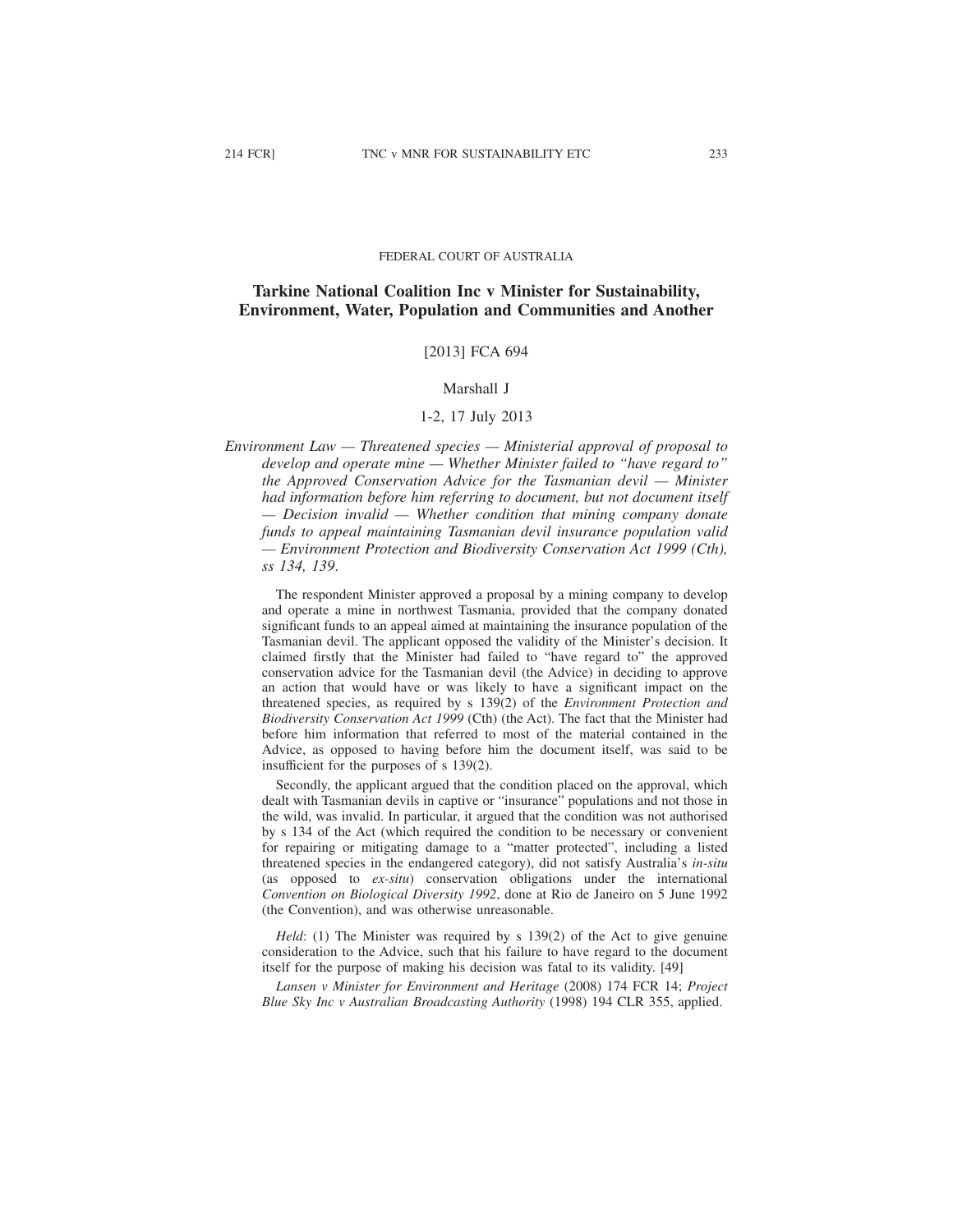FEDERAL COURT OF AUSTRALIA

# Tarkine National Coalition Inc v Minister for Sustainability, Environment, Water, Population and Communities and Another

[2013] FCA 694

Marshall J

1-2, 17 July 2013

*Environment Law — Threatened species — Ministerial approval of proposal to develop and operate mine — Whether Minister failed to "have regard to" the Approved Conservation Advice for the Tasmanian devil — Minister had information before him referring to document, but not document itself — Decision invalid — Whether condition that mining company donate funds to appeal maintaining Tasmanian devil insurance population valid — Environment Protection and Biodiversity Conservation Act 1999 (Cth), ss 134, 139.*

The respondent Minister approved a proposal by a mining company to develop and operate a mine in northwest Tasmania, provided that the company donated significant funds to an appeal aimed at maintaining the insurance population of the Tasmanian devil. The applicant opposed the validity of the Minister's decision. It claimed firstly that the Minister had failed to "have regard to" the approved conservation advice for the Tasmanian devil (the Advice) in deciding to approve an action that would have or was likely to have a significant impact on the threatened species, as required by s 139(2) of the *Environment Protection and Biodiversity Conservation Act 1999* (Cth) (the Act). The fact that the Minister had before him information that referred to most of the material contained in the Advice, as opposed to having before him the document itself, was said to be insufficient for the purposes of s 139(2).

Secondly, the applicant argued that the condition placed on the approval, which dealt with Tasmanian devils in captive or "insurance" populations and not those in the wild, was invalid. In particular, it argued that the condition was not authorised by s 134 of the Act (which required the condition to be necessary or convenient for repairing or mitigating damage to a "matter protected", including a listed threatened species in the endangered category), did not satisfy Australia's *in-situ* (as opposed to *ex-situ*) conservation obligations under the international *Convention on Biological Diversity 1992*, done at Rio de Janeiro on 5 June 1992 (the Convention), and was otherwise unreasonable.

*Held*: (1) The Minister was required by s 139(2) of the Act to give genuine consideration to the Advice, such that his failure to have regard to the document itself for the purpose of making his decision was fatal to its validity. [49]

*Lansen v Minister for Environment and Heritage* (2008) 174 FCR 14; *Project Blue Sky Inc v Australian Broadcasting Authority* (1998) 194 CLR 355, applied.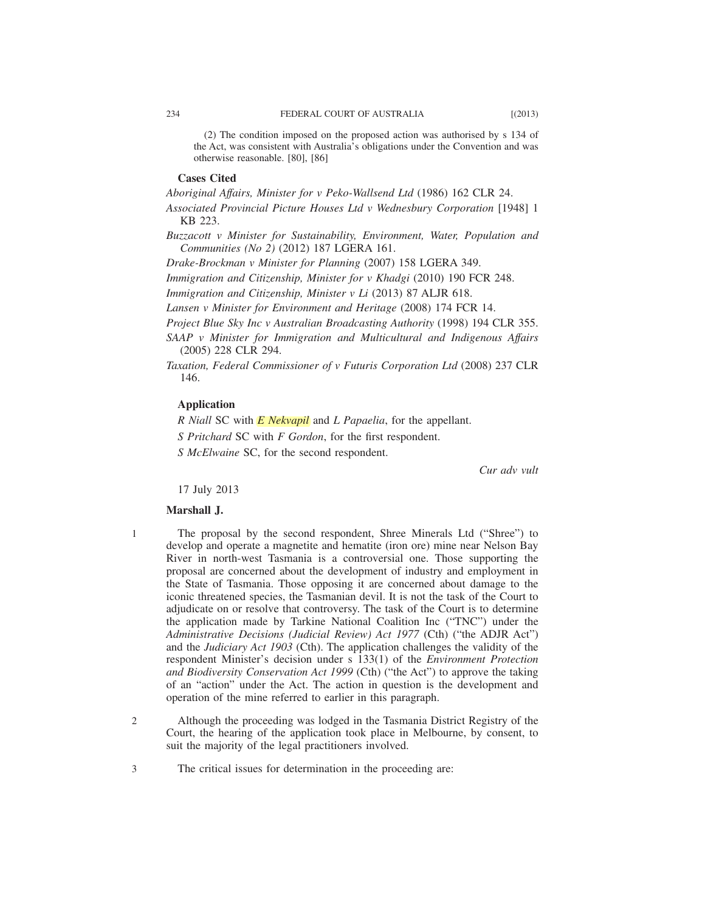(2) The condition imposed on the proposed action was authorised by s 134 of the Act, was consistent with Australia's obligations under the Convention and was otherwise reasonable. [80], [86]

**Cases Cited**

*Aboriginal Affairs, Minister for v Peko-Wallsend Ltd* (1986) 162 CLR 24.

*Associated Provincial Picture Houses Ltd v Wednesbury Corporation* [1948] 1 KB 223.

*Buzzacott v Minister for Sustainability, Environment, Water, Population and Communities (No 2)* (2012) 187 LGERA 161.

*Drake-Brockman v Minister for Planning* (2007) 158 LGERA 349.

*Immigration and Citizenship, Minister for v Khadgi* (2010) 190 FCR 248.

*Immigration and Citizenship, Minister v Li* (2013) 87 ALJR 618.

*Lansen v Minister for Environment and Heritage* (2008) 174 FCR 14.

*Project Blue Sky Inc v Australian Broadcasting Authority* (1998) 194 CLR 355.

*SAAP v Minister for Immigration and Multicultural and Indigenous Affairs* (2005) 228 CLR 294.

*Taxation, Federal Commissioner of v Futuris Corporation Ltd* (2008) 237 CLR 146.

**Application**

*R Niall* SC with *E Nekvapil* and *L Papaelia*, for the appellant.

*S Pritchard* SC with *F Gordon*, for the first respondent.

*S McElwaine* SC, for the second respondent.

*Cur adv vult*

17 July 2013

**Marshall J.**

1 The proposal by the second respondent, Shree Minerals Ltd ("Shree") to develop and operate a magnetite and hematite (iron ore) mine near Nelson Bay River in north-west Tasmania is a controversial one. Those supporting the proposal are concerned about the development of industry and employment in the State of Tasmania. Those opposing it are concerned about damage to the iconic threatened species, the Tasmanian devil. It is not the task of the Court to adjudicate on or resolve that controversy. The task of the Court is to determine the application made by Tarkine National Coalition Inc ("TNC") under the *Administrative Decisions (Judicial Review) Act 1977* (Cth) ("the ADJR Act") and the *Judiciary Act 1903* (Cth). The application challenges the validity of the respondent Minister's decision under s 133(1) of the *Environment Protection and Biodiversity Conservation Act 1999* (Cth) ("the Act") to approve the taking of an "action" under the Act. The action in question is the development and operation of the mine referred to earlier in this paragraph.

2 Although the proceeding was lodged in the Tasmania District Registry of the Court, the hearing of the application took place in Melbourne, by consent, to suit the majority of the legal practitioners involved.

3 The critical issues for determination in the proceeding are: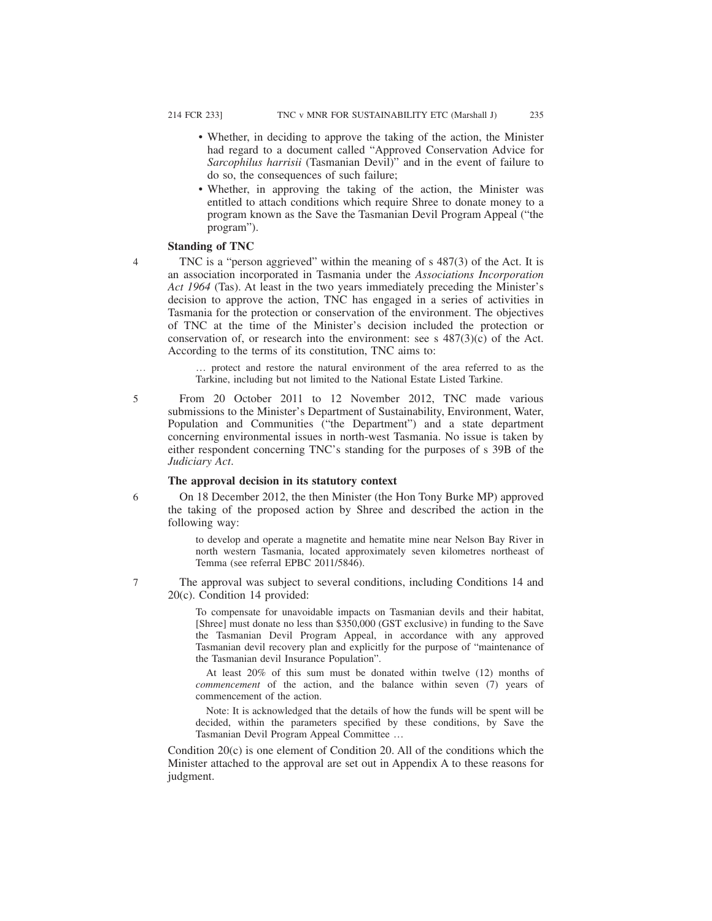- Whether, in deciding to approve the taking of the action, the Minister had regard to a document called "Approved Conservation Advice for *Sarcophilus harrisii* (Tasmanian Devil)" and in the event of failure to do so, the consequences of such failure;
- Whether, in approving the taking of the action, the Minister was entitled to attach conditions which require Shree to donate money to a program known as the Save the Tasmanian Devil Program Appeal ("the program").

### Standing of TNC

4 TNC is a "person aggrieved" within the meaning of s 487(3) of the Act. It is an association incorporated in Tasmania under the *Associations Incorporation Act 1964* (Tas). At least in the two years immediately preceding the Minister's decision to approve the action, TNC has engaged in a series of activities in Tasmania for the protection or conservation of the environment. The objectives of TNC at the time of the Minister's decision included the protection or conservation of, or research into the environment: see s 487(3)(c) of the Act. According to the terms of its constitution, TNC aims to:

> … protect and restore the natural environment of the area referred to as the Tarkine, including but not limited to the National Estate Listed Tarkine.

5 From 20 October 2011 to 12 November 2012, TNC made various submissions to the Minister's Department of Sustainability, Environment, Water, Population and Communities ("the Department") and a state department concerning environmental issues in north-west Tasmania. No issue is taken by either respondent concerning TNC's standing for the purposes of s 39B of the *Judiciary Act*.

### The approval decision in its statutory context

6 On 18 December 2012, the then Minister (the Hon Tony Burke MP) approved the taking of the proposed action by Shree and described the action in the following way:

> to develop and operate a magnetite and hematite mine near Nelson Bay River in north western Tasmania, located approximately seven kilometres northeast of Temma (see referral EPBC 2011/5846).

7 The approval was subject to several conditions, including Conditions 14 and 20(c). Condition 14 provided:

> To compensate for unavoidable impacts on Tasmanian devils and their habitat, [Shree] must donate no less than $350,000 (GST exclusive) in funding to the Save the Tasmanian Devil Program Appeal, in accordance with any approved Tasmanian devil recovery plan and explicitly for the purpose of "maintenance of the Tasmanian devil Insurance Population".
>
> At least 20% of this sum must be donated within twelve (12) months of *commencement* of the action, and the balance within seven (7) years of commencement of the action.
>
> Note: It is acknowledged that the details of how the funds will be spent will be decided, within the parameters specified by these conditions, by Save the Tasmanian Devil Program Appeal Committee …

Condition 20(c) is one element of Condition 20. All of the conditions which the Minister attached to the approval are set out in Appendix A to these reasons for judgment.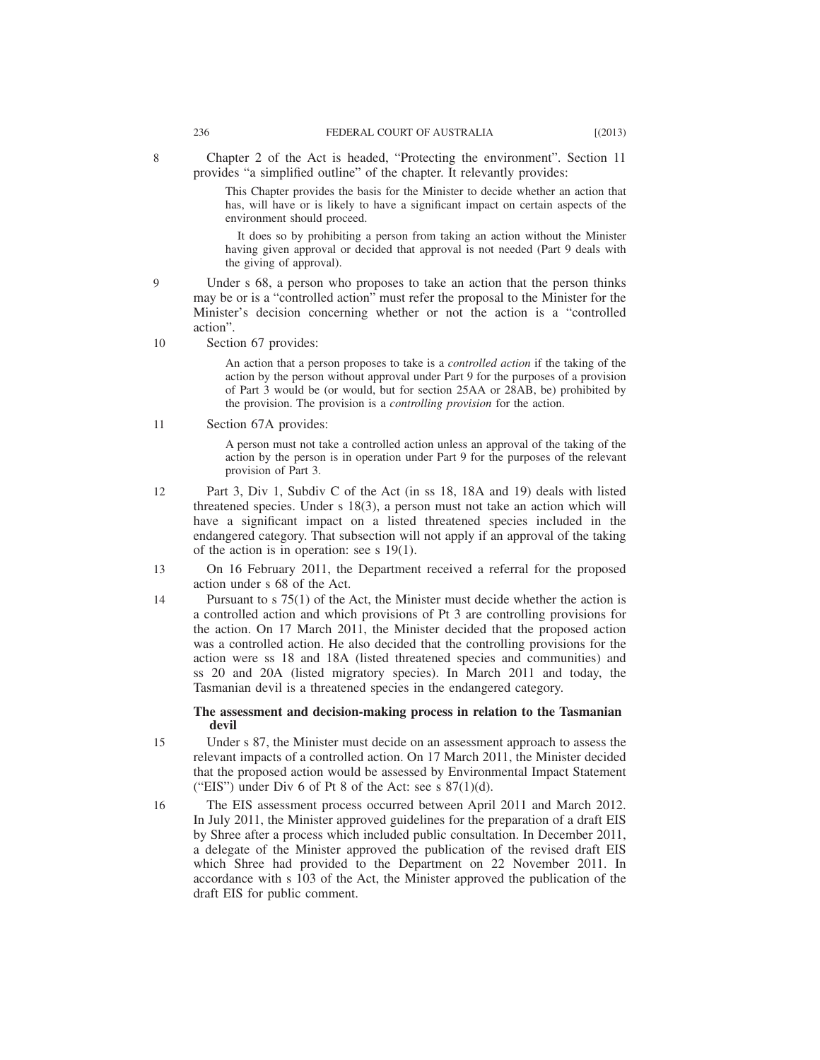8 Chapter 2 of the Act is headed, "Protecting the environment". Section 11 provides "a simplified outline" of the chapter. It relevantly provides:

> This Chapter provides the basis for the Minister to decide whether an action that has, will have or is likely to have a significant impact on certain aspects of the environment should proceed.
>
> It does so by prohibiting a person from taking an action without the Minister having given approval or decided that approval is not needed (Part 9 deals with the giving of approval).

9 Under s 68, a person who proposes to take an action that the person thinks may be or is a "controlled action" must refer the proposal to the Minister for the Minister's decision concerning whether or not the action is a "controlled action".

10 Section 67 provides:

> An action that a person proposes to take is a *controlled action* if the taking of the action by the person without approval under Part 9 for the purposes of a provision of Part 3 would be (or would, but for section 25AA or 28AB, be) prohibited by the provision. The provision is a *controlling provision* for the action.

11 Section 67A provides:

> A person must not take a controlled action unless an approval of the taking of the action by the person is in operation under Part 9 for the purposes of the relevant provision of Part 3.

12 Part 3, Div 1, Subdiv C of the Act (in ss 18, 18A and 19) deals with listed threatened species. Under s 18(3), a person must not take an action which will have a significant impact on a listed threatened species included in the endangered category. That subsection will not apply if an approval of the taking of the action is in operation: see s 19(1).

13 On 16 February 2011, the Department received a referral for the proposed action under s 68 of the Act.

14 Pursuant to s 75(1) of the Act, the Minister must decide whether the action is a controlled action and which provisions of Pt 3 are controlling provisions for the action. On 17 March 2011, the Minister decided that the proposed action was a controlled action. He also decided that the controlling provisions for the action were ss 18 and 18A (listed threatened species and communities) and ss 20 and 20A (listed migratory species). In March 2011 and today, the Tasmanian devil is a threatened species in the endangered category.

**The assessment and decision-making process in relation to the Tasmanian devil**

15 Under s 87, the Minister must decide on an assessment approach to assess the relevant impacts of a controlled action. On 17 March 2011, the Minister decided that the proposed action would be assessed by Environmental Impact Statement ("EIS") under Div 6 of Pt 8 of the Act: see s 87(1)(d).

16 The EIS assessment process occurred between April 2011 and March 2012. In July 2011, the Minister approved guidelines for the preparation of a draft EIS by Shree after a process which included public consultation. In December 2011, a delegate of the Minister approved the publication of the revised draft EIS which Shree had provided to the Department on 22 November 2011. In accordance with s 103 of the Act, the Minister approved the publication of the draft EIS for public comment.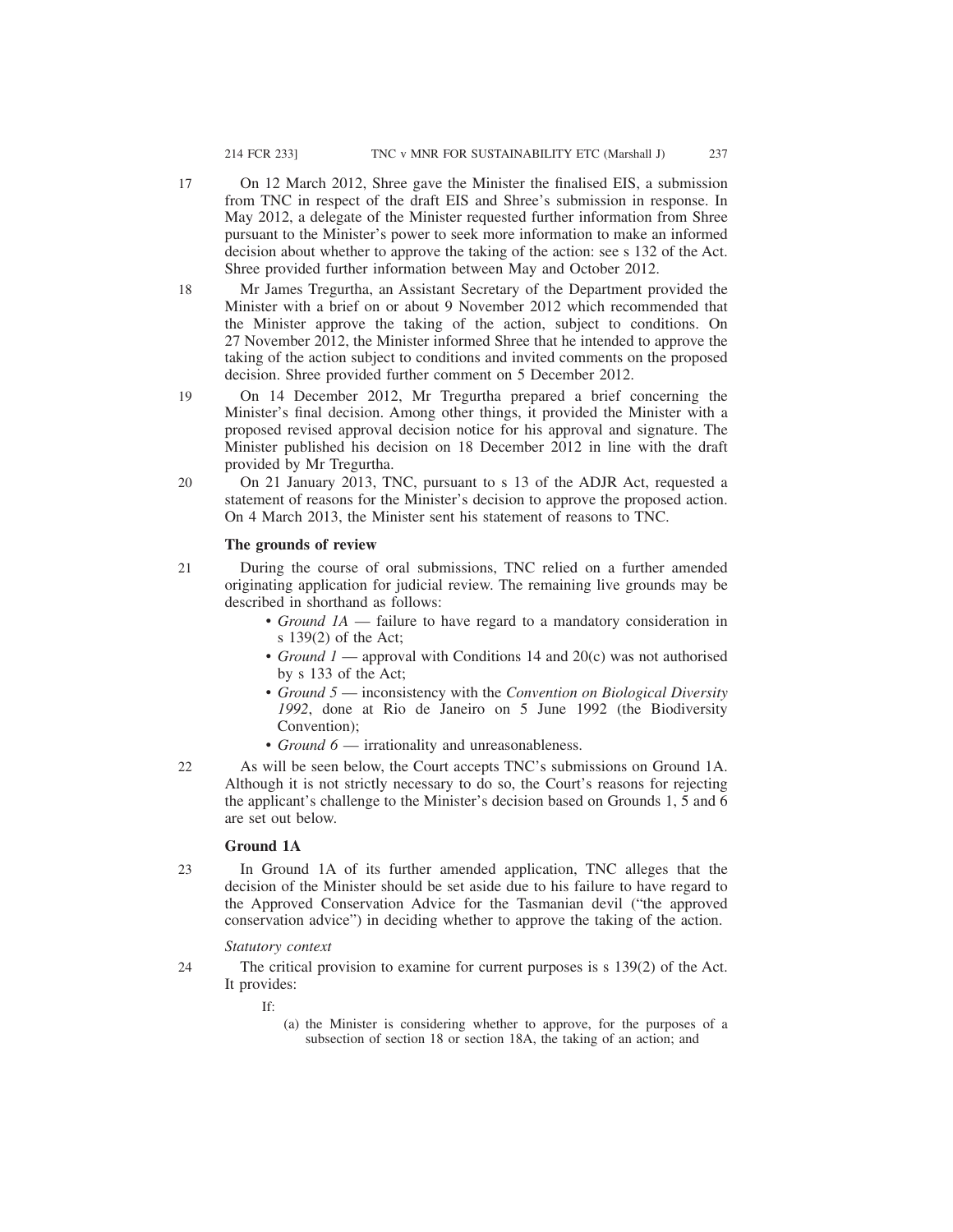17 On 12 March 2012, Shree gave the Minister the finalised EIS, a submission from TNC in respect of the draft EIS and Shree's submission in response. In May 2012, a delegate of the Minister requested further information from Shree pursuant to the Minister's power to seek more information to make an informed decision about whether to approve the taking of the action: see s 132 of the Act. Shree provided further information between May and October 2012.

18 Mr James Tregurtha, an Assistant Secretary of the Department provided the Minister with a brief on or about 9 November 2012 which recommended that the Minister approve the taking of the action, subject to conditions. On 27 November 2012, the Minister informed Shree that he intended to approve the taking of the action subject to conditions and invited comments on the proposed decision. Shree provided further comment on 5 December 2012.

19 On 14 December 2012, Mr Tregurtha prepared a brief concerning the Minister's final decision. Among other things, it provided the Minister with a proposed revised approval decision notice for his approval and signature. The Minister published his decision on 18 December 2012 in line with the draft provided by Mr Tregurtha.

20 On 21 January 2013, TNC, pursuant to s 13 of the ADJR Act, requested a statement of reasons for the Minister's decision to approve the proposed action. On 4 March 2013, the Minister sent his statement of reasons to TNC.

**The grounds of review**

21 During the course of oral submissions, TNC relied on a further amended originating application for judicial review. The remaining live grounds may be described in shorthand as follows:

- *Ground 1A* — failure to have regard to a mandatory consideration in s 139(2) of the Act;
- *Ground 1* — approval with Conditions 14 and 20(c) was not authorised by s 133 of the Act;
- *Ground 5* — inconsistency with the *Convention on Biological Diversity 1992*, done at Rio de Janeiro on 5 June 1992 (the Biodiversity Convention);
- *Ground 6* — irrationality and unreasonableness.

22 As will be seen below, the Court accepts TNC's submissions on Ground 1A. Although it is not strictly necessary to do so, the Court's reasons for rejecting the applicant's challenge to the Minister's decision based on Grounds 1, 5 and 6 are set out below.

**Ground 1A**

23 In Ground 1A of its further amended application, TNC alleges that the decision of the Minister should be set aside due to his failure to have regard to the Approved Conservation Advice for the Tasmanian devil ("the approved conservation advice") in deciding whether to approve the taking of the action.

*Statutory context*

24 The critical provision to examine for current purposes is s 139(2) of the Act. It provides:

> If:
>
> (a) the Minister is considering whether to approve, for the purposes of a subsection of section 18 or section 18A, the taking of an action; and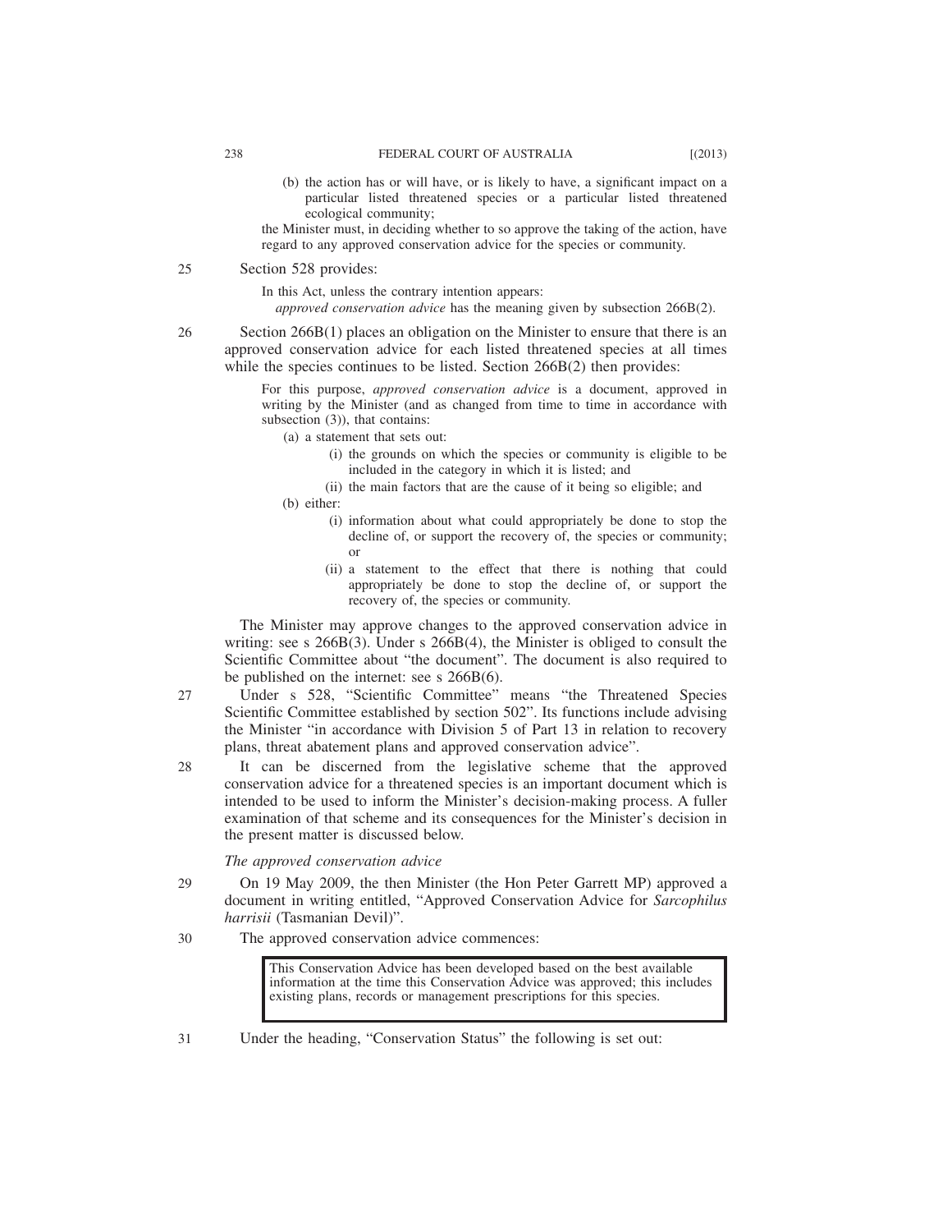(b) the action has or will have, or is likely to have, a significant impact on a particular listed threatened species or a particular listed threatened ecological community;

the Minister must, in deciding whether to so approve the taking of the action, have regard to any approved conservation advice for the species or community.

25 Section 528 provides:

> In this Act, unless the contrary intention appears:
>
> *approved conservation advice* has the meaning given by subsection 266B(2).

26 Section 266B(1) places an obligation on the Minister to ensure that there is an approved conservation advice for each listed threatened species at all times while the species continues to be listed. Section 266B(2) then provides:

> For this purpose, *approved conservation advice* is a document, approved in writing by the Minister (and as changed from time to time in accordance with subsection (3)), that contains:
>
> (a) a statement that sets out:
>
> (i) the grounds on which the species or community is eligible to be included in the category in which it is listed; and
>
> (ii) the main factors that are the cause of it being so eligible; and
>
> (b) either:
>
> (i) information about what could appropriately be done to stop the decline of, or support the recovery of, the species or community; or
>
> (ii) a statement to the effect that there is nothing that could appropriately be done to stop the decline of, or support the recovery of, the species or community.

The Minister may approve changes to the approved conservation advice in writing: see s 266B(3). Under s 266B(4), the Minister is obliged to consult the Scientific Committee about "the document". The document is also required to be published on the internet: see s 266B(6).

27 Under s 528, "Scientific Committee" means "the Threatened Species Scientific Committee established by section 502". Its functions include advising the Minister "in accordance with Division 5 of Part 13 in relation to recovery plans, threat abatement plans and approved conservation advice".

28 It can be discerned from the legislative scheme that the approved conservation advice for a threatened species is an important document which is intended to be used to inform the Minister's decision-making process. A fuller examination of that scheme and its consequences for the Minister's decision in the present matter is discussed below.

*The approved conservation advice*

29 On 19 May 2009, the then Minister (the Hon Peter Garrett MP) approved a document in writing entitled, "Approved Conservation Advice for *Sarcophilus harrisii* (Tasmanian Devil)".

30 The approved conservation advice commences:

> This Conservation Advice has been developed based on the best available information at the time this Conservation Advice was approved; this includes existing plans, records or management prescriptions for this species.

31 Under the heading, "Conservation Status" the following is set out: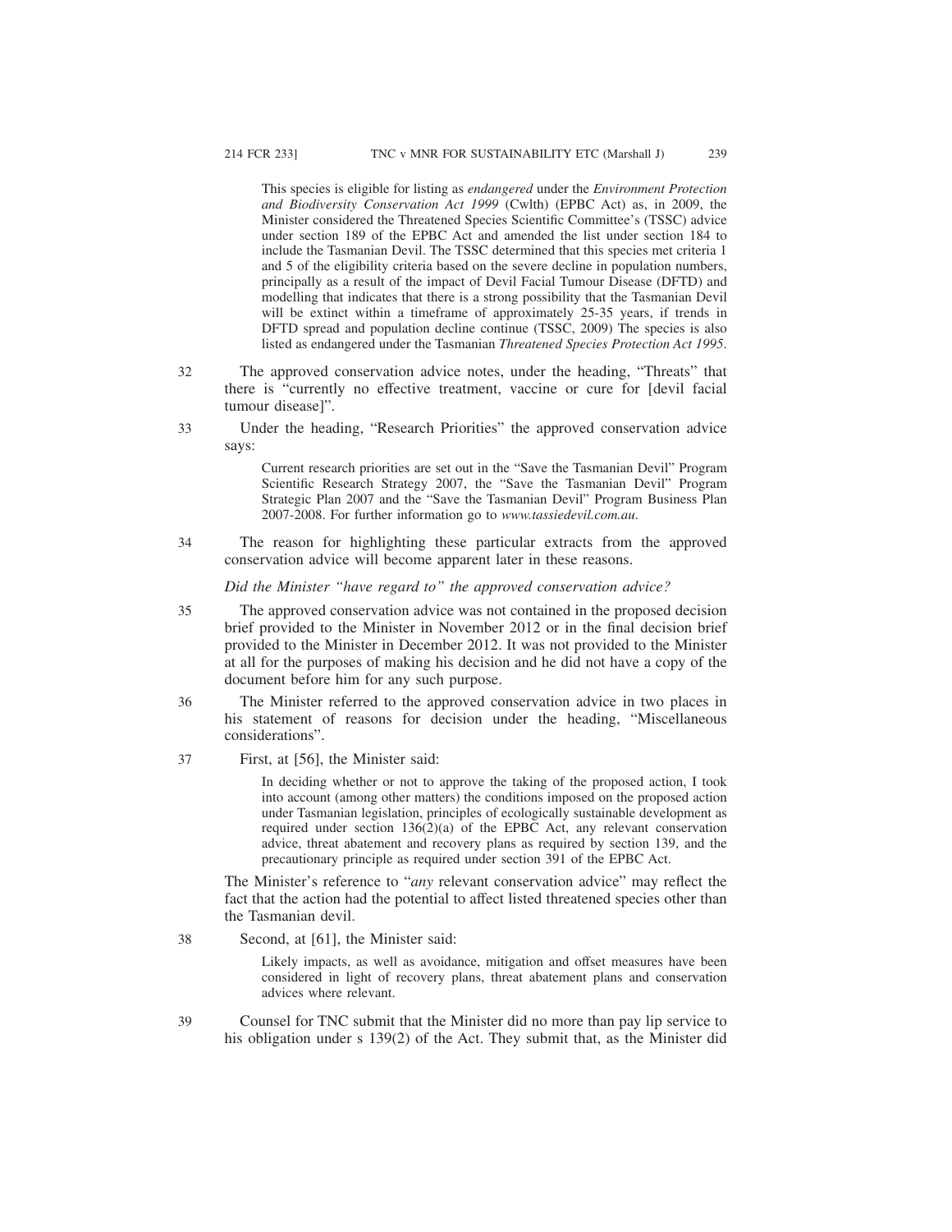> This species is eligible for listing as *endangered* under the *Environment Protection and Biodiversity Conservation Act 1999* (Cwlth) (EPBC Act) as, in 2009, the Minister considered the Threatened Species Scientific Committee's (TSSC) advice under section 189 of the EPBC Act and amended the list under section 184 to include the Tasmanian Devil. The TSSC determined that this species met criteria 1 and 5 of the eligibility criteria based on the severe decline in population numbers, principally as a result of the impact of Devil Facial Tumour Disease (DFTD) and modelling that indicates that there is a strong possibility that the Tasmanian Devil will be extinct within a timeframe of approximately 25-35 years, if trends in DFTD spread and population decline continue (TSSC, 2009) The species is also listed as endangered under the Tasmanian *Threatened Species Protection Act 1995*.

32 The approved conservation advice notes, under the heading, "Threats" that there is "currently no effective treatment, vaccine or cure for [devil facial tumour disease]".

33 Under the heading, "Research Priorities" the approved conservation advice says:

> Current research priorities are set out in the "Save the Tasmanian Devil" Program Scientific Research Strategy 2007, the "Save the Tasmanian Devil" Program Strategic Plan 2007 and the "Save the Tasmanian Devil" Program Business Plan 2007-2008. For further information go to *www.tassiedevil.com.au*.

34 The reason for highlighting these particular extracts from the approved conservation advice will become apparent later in these reasons.

*Did the Minister "have regard to" the approved conservation advice?*

35 The approved conservation advice was not contained in the proposed decision brief provided to the Minister in November 2012 or in the final decision brief provided to the Minister in December 2012. It was not provided to the Minister at all for the purposes of making his decision and he did not have a copy of the document before him for any such purpose.

36 The Minister referred to the approved conservation advice in two places in his statement of reasons for decision under the heading, "Miscellaneous considerations".

37 First, at [56], the Minister said:

> In deciding whether or not to approve the taking of the proposed action, I took into account (among other matters) the conditions imposed on the proposed action under Tasmanian legislation, principles of ecologically sustainable development as required under section 136(2)(a) of the EPBC Act, any relevant conservation advice, threat abatement and recovery plans as required by section 139, and the precautionary principle as required under section 391 of the EPBC Act.

The Minister's reference to "*any* relevant conservation advice" may reflect the fact that the action had the potential to affect listed threatened species other than the Tasmanian devil.

38 Second, at [61], the Minister said:

> Likely impacts, as well as avoidance, mitigation and offset measures have been considered in light of recovery plans, threat abatement plans and conservation advices where relevant.

39 Counsel for TNC submit that the Minister did no more than pay lip service to his obligation under s 139(2) of the Act. They submit that, as the Minister did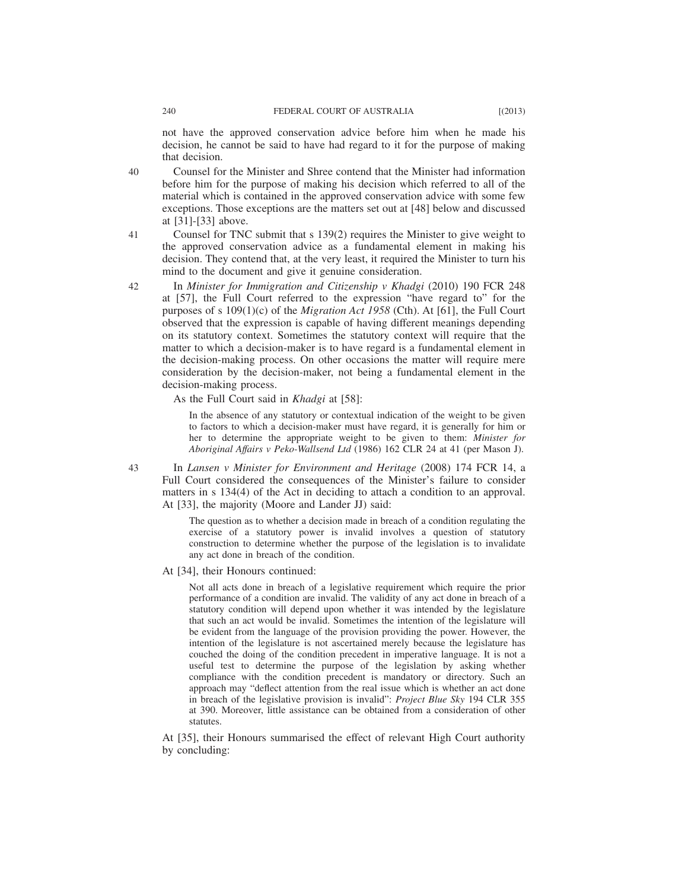not have the approved conservation advice before him when he made his decision, he cannot be said to have had regard to it for the purpose of making that decision.

40 Counsel for the Minister and Shree contend that the Minister had information before him for the purpose of making his decision which referred to all of the material which is contained in the approved conservation advice with some few exceptions. Those exceptions are the matters set out at [48] below and discussed at [31]-[33] above.

41 Counsel for TNC submit that s 139(2) requires the Minister to give weight to the approved conservation advice as a fundamental element in making his decision. They contend that, at the very least, it required the Minister to turn his mind to the document and give it genuine consideration.

42 In *Minister for Immigration and Citizenship v Khadgi* (2010) 190 FCR 248 at [57], the Full Court referred to the expression "have regard to" for the purposes of s 109(1)(c) of the *Migration Act 1958* (Cth). At [61], the Full Court observed that the expression is capable of having different meanings depending on its statutory context. Sometimes the statutory context will require that the matter to which a decision-maker is to have regard is a fundamental element in the decision-making process. On other occasions the matter will require mere consideration by the decision-maker, not being a fundamental element in the decision-making process.

As the Full Court said in *Khadgi* at [58]:

> In the absence of any statutory or contextual indication of the weight to be given to factors to which a decision-maker must have regard, it is generally for him or her to determine the appropriate weight to be given to them: *Minister for Aboriginal Affairs v Peko-Wallsend Ltd* (1986) 162 CLR 24 at 41 (per Mason J).

43 In *Lansen v Minister for Environment and Heritage* (2008) 174 FCR 14, a Full Court considered the consequences of the Minister's failure to consider matters in s 134(4) of the Act in deciding to attach a condition to an approval. At [33], the majority (Moore and Lander JJ) said:

> The question as to whether a decision made in breach of a condition regulating the exercise of a statutory power is invalid involves a question of statutory construction to determine whether the purpose of the legislation is to invalidate any act done in breach of the condition.

At [34], their Honours continued:

> Not all acts done in breach of a legislative requirement which require the prior performance of a condition are invalid. The validity of any act done in breach of a statutory condition will depend upon whether it was intended by the legislature that such an act would be invalid. Sometimes the intention of the legislature will be evident from the language of the provision providing the power. However, the intention of the legislature is not ascertained merely because the legislature has couched the doing of the condition precedent in imperative language. It is not a useful test to determine the purpose of the legislation by asking whether compliance with the condition precedent is mandatory or directory. Such an approach may "deflect attention from the real issue which is whether an act done in breach of the legislative provision is invalid": *Project Blue Sky* 194 CLR 355 at 390. Moreover, little assistance can be obtained from a consideration of other statutes.

At [35], their Honours summarised the effect of relevant High Court authority by concluding: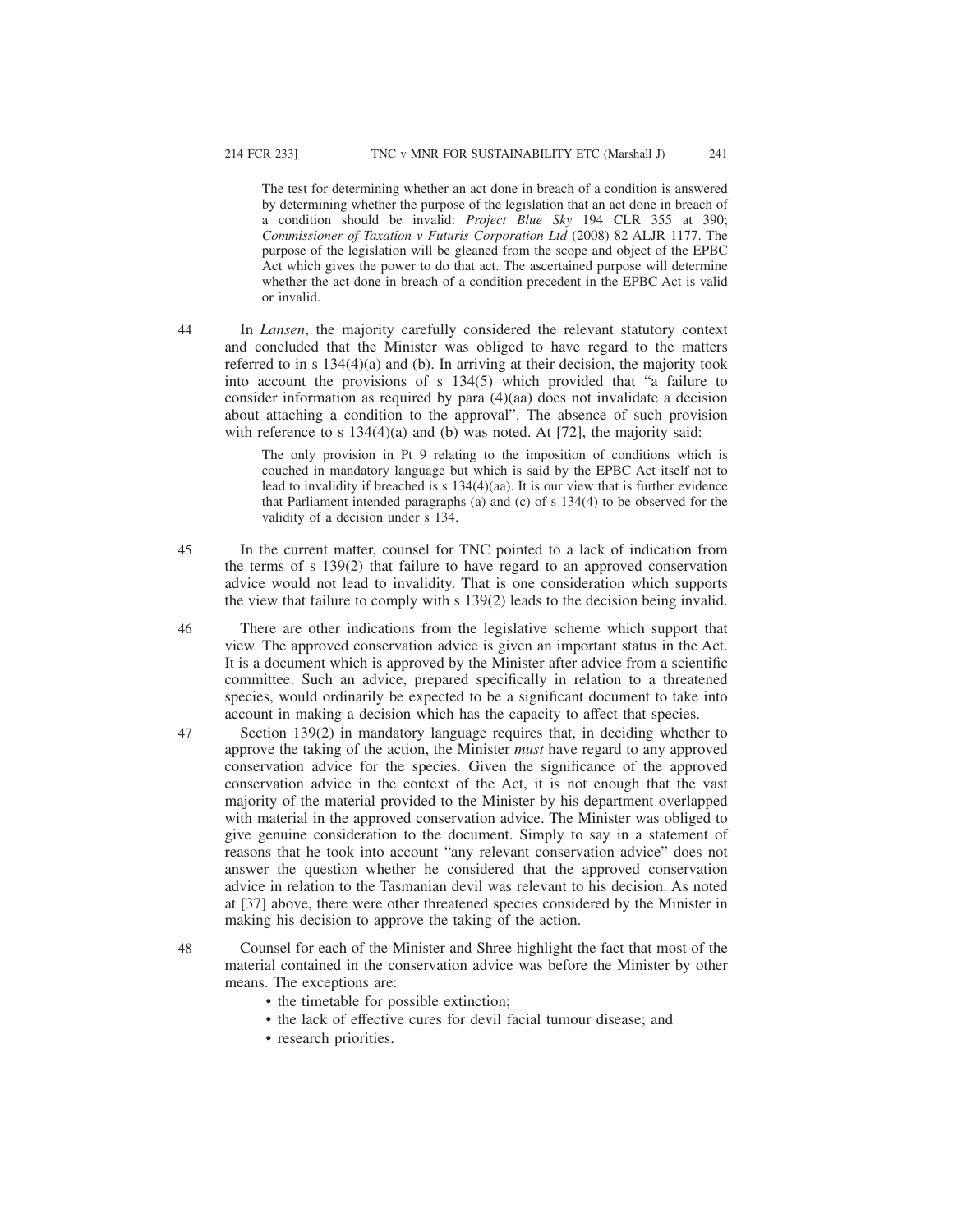> The test for determining whether an act done in breach of a condition is answered by determining whether the purpose of the legislation that an act done in breach of a condition should be invalid: *Project Blue Sky* 194 CLR 355 at 390; *Commissioner of Taxation v Futuris Corporation Ltd* (2008) 82 ALJR 1177. The purpose of the legislation will be gleaned from the scope and object of the EPBC Act which gives the power to do that act. The ascertained purpose will determine whether the act done in breach of a condition precedent in the EPBC Act is valid or invalid.

44 In *Lansen*, the majority carefully considered the relevant statutory context and concluded that the Minister was obliged to have regard to the matters referred to in s 134(4)(a) and (b). In arriving at their decision, the majority took into account the provisions of s 134(5) which provided that "a failure to consider information as required by para (4)(aa) does not invalidate a decision about attaching a condition to the approval". The absence of such provision with reference to s 134(4)(a) and (b) was noted. At [72], the majority said:

> The only provision in Pt 9 relating to the imposition of conditions which is couched in mandatory language but which is said by the EPBC Act itself not to lead to invalidity if breached is s 134(4)(aa). It is our view that is further evidence that Parliament intended paragraphs (a) and (c) of s 134(4) to be observed for the validity of a decision under s 134.

45 In the current matter, counsel for TNC pointed to a lack of indication from the terms of s 139(2) that failure to have regard to an approved conservation advice would not lead to invalidity. That is one consideration which supports the view that failure to comply with s 139(2) leads to the decision being invalid.

46 There are other indications from the legislative scheme which support that view. The approved conservation advice is given an important status in the Act. It is a document which is approved by the Minister after advice from a scientific committee. Such an advice, prepared specifically in relation to a threatened species, would ordinarily be expected to be a significant document to take into account in making a decision which has the capacity to affect that species.

47 Section 139(2) in mandatory language requires that, in deciding whether to approve the taking of the action, the Minister *must* have regard to any approved conservation advice for the species. Given the significance of the approved conservation advice in the context of the Act, it is not enough that the vast majority of the material provided to the Minister by his department overlapped with material in the approved conservation advice. The Minister was obliged to give genuine consideration to the document. Simply to say in a statement of reasons that he took into account "any relevant conservation advice" does not answer the question whether he considered that the approved conservation advice in relation to the Tasmanian devil was relevant to his decision. As noted at [37] above, there were other threatened species considered by the Minister in making his decision to approve the taking of the action.

48 Counsel for each of the Minister and Shree highlight the fact that most of the material contained in the conservation advice was before the Minister by other means. The exceptions are:

- the timetable for possible extinction;
- the lack of effective cures for devil facial tumour disease; and
- research priorities.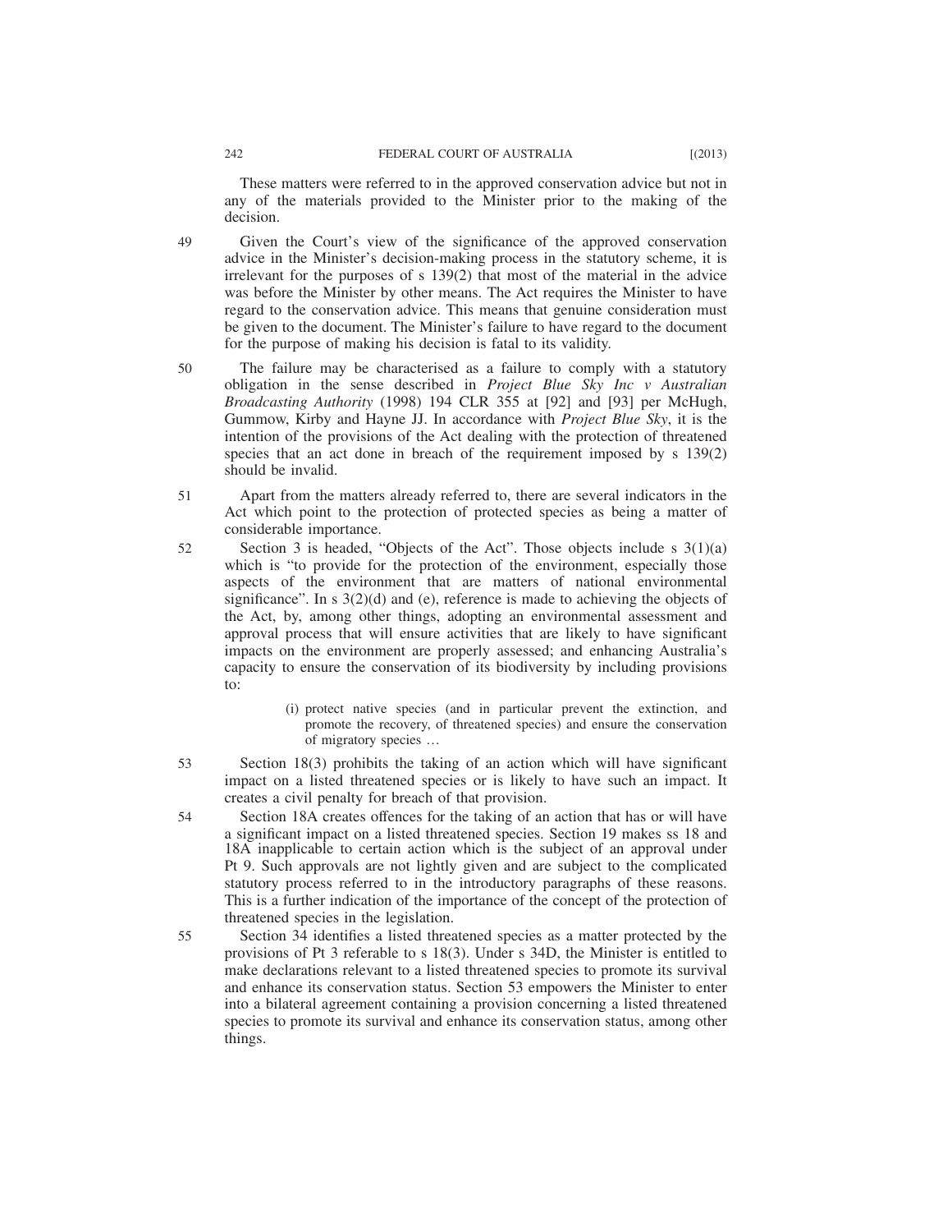These matters were referred to in the approved conservation advice but not in any of the materials provided to the Minister prior to the making of the decision.

49 Given the Court's view of the significance of the approved conservation advice in the Minister's decision-making process in the statutory scheme, it is irrelevant for the purposes of s 139(2) that most of the material in the advice was before the Minister by other means. The Act requires the Minister to have regard to the conservation advice. This means that genuine consideration must be given to the document. The Minister's failure to have regard to the document for the purpose of making his decision is fatal to its validity.

50 The failure may be characterised as a failure to comply with a statutory obligation in the sense described in *Project Blue Sky Inc v Australian Broadcasting Authority* (1998) 194 CLR 355 at [92] and [93] per McHugh, Gummow, Kirby and Hayne JJ. In accordance with *Project Blue Sky*, it is the intention of the provisions of the Act dealing with the protection of threatened species that an act done in breach of the requirement imposed by s 139(2) should be invalid.

51 Apart from the matters already referred to, there are several indicators in the Act which point to the protection of protected species as being a matter of considerable importance.

52 Section 3 is headed, "Objects of the Act". Those objects include s 3(1)(a) which is "to provide for the protection of the environment, especially those aspects of the environment that are matters of national environmental significance". In s 3(2)(d) and (e), reference is made to achieving the objects of the Act, by, among other things, adopting an environmental assessment and approval process that will ensure activities that are likely to have significant impacts on the environment are properly assessed; and enhancing Australia's capacity to ensure the conservation of its biodiversity by including provisions to:

> (i) protect native species (and in particular prevent the extinction, and promote the recovery, of threatened species) and ensure the conservation of migratory species …

53 Section 18(3) prohibits the taking of an action which will have significant impact on a listed threatened species or is likely to have such an impact. It creates a civil penalty for breach of that provision.

54 Section 18A creates offences for the taking of an action that has or will have a significant impact on a listed threatened species. Section 19 makes ss 18 and 18A inapplicable to certain action which is the subject of an approval under Pt 9. Such approvals are not lightly given and are subject to the complicated statutory process referred to in the introductory paragraphs of these reasons. This is a further indication of the importance of the concept of the protection of threatened species in the legislation.

55 Section 34 identifies a listed threatened species as a matter protected by the provisions of Pt 3 referable to s 18(3). Under s 34D, the Minister is entitled to make declarations relevant to a listed threatened species to promote its survival and enhance its conservation status. Section 53 empowers the Minister to enter into a bilateral agreement containing a provision concerning a listed threatened species to promote its survival and enhance its conservation status, among other things.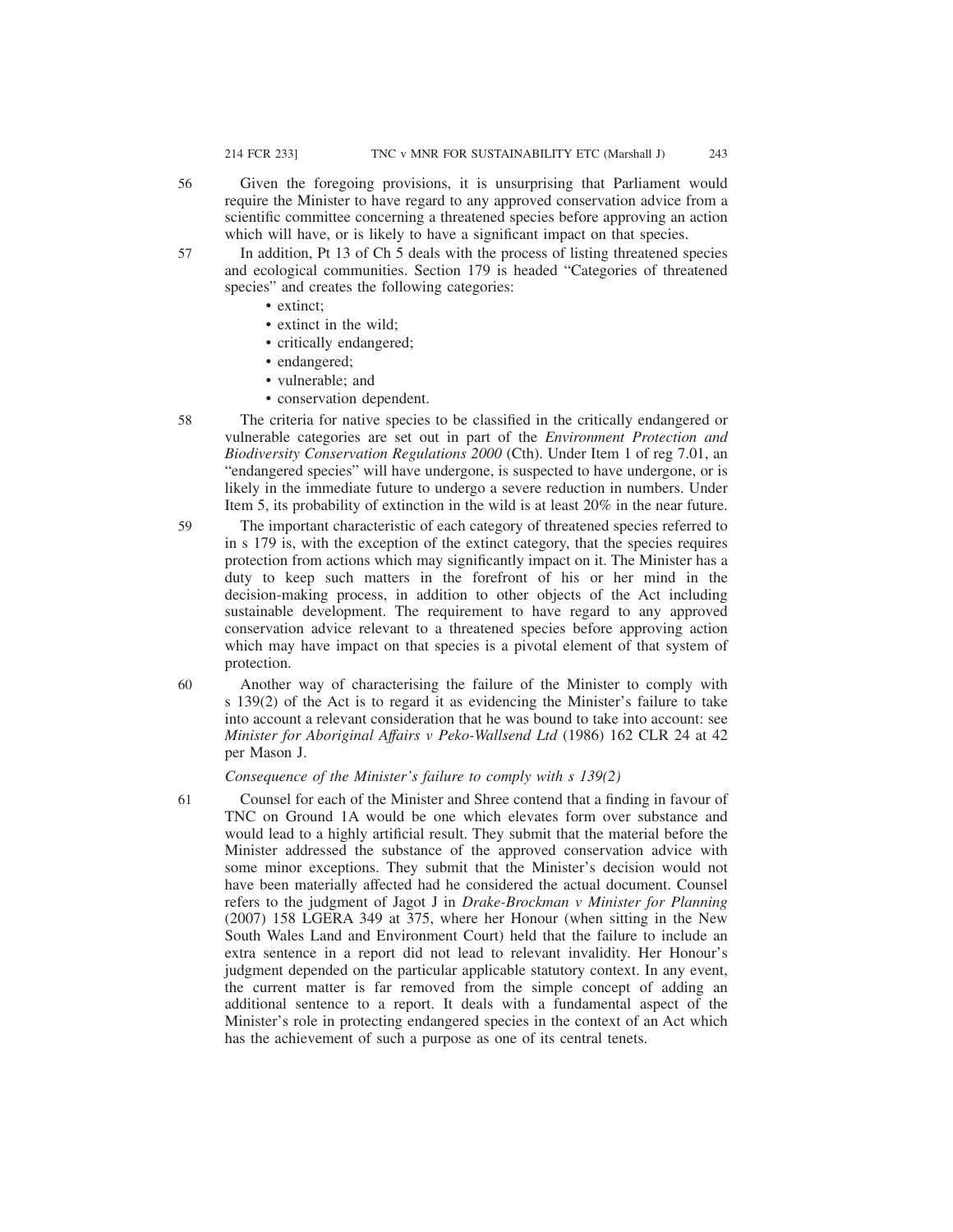56 Given the foregoing provisions, it is unsurprising that Parliament would require the Minister to have regard to any approved conservation advice from a scientific committee concerning a threatened species before approving an action which will have, or is likely to have a significant impact on that species.

57 In addition, Pt 13 of Ch 5 deals with the process of listing threatened species and ecological communities. Section 179 is headed "Categories of threatened species" and creates the following categories:

- extinct;
- extinct in the wild;
- critically endangered;
- endangered;
- vulnerable; and
- conservation dependent.

58 The criteria for native species to be classified in the critically endangered or vulnerable categories are set out in part of the *Environment Protection and Biodiversity Conservation Regulations 2000* (Cth). Under Item 1 of reg 7.01, an "endangered species" will have undergone, is suspected to have undergone, or is likely in the immediate future to undergo a severe reduction in numbers. Under Item 5, its probability of extinction in the wild is at least 20% in the near future.

59 The important characteristic of each category of threatened species referred to in s 179 is, with the exception of the extinct category, that the species requires protection from actions which may significantly impact on it. The Minister has a duty to keep such matters in the forefront of his or her mind in the decision-making process, in addition to other objects of the Act including sustainable development. The requirement to have regard to any approved conservation advice relevant to a threatened species before approving action which may have impact on that species is a pivotal element of that system of protection.

60 Another way of characterising the failure of the Minister to comply with s 139(2) of the Act is to regard it as evidencing the Minister's failure to take into account a relevant consideration that he was bound to take into account: see *Minister for Aboriginal Affairs v Peko-Wallsend Ltd* (1986) 162 CLR 24 at 42 per Mason J.

*Consequence of the Minister's failure to comply with s 139(2)*

61 Counsel for each of the Minister and Shree contend that a finding in favour of TNC on Ground 1A would be one which elevates form over substance and would lead to a highly artificial result. They submit that the material before the Minister addressed the substance of the approved conservation advice with some minor exceptions. They submit that the Minister's decision would not have been materially affected had he considered the actual document. Counsel refers to the judgment of Jagot J in *Drake-Brockman v Minister for Planning* (2007) 158 LGERA 349 at 375, where her Honour (when sitting in the New South Wales Land and Environment Court) held that the failure to include an extra sentence in a report did not lead to relevant invalidity. Her Honour's judgment depended on the particular applicable statutory context. In any event, the current matter is far removed from the simple concept of adding an additional sentence to a report. It deals with a fundamental aspect of the Minister's role in protecting endangered species in the context of an Act which has the achievement of such a purpose as one of its central tenets.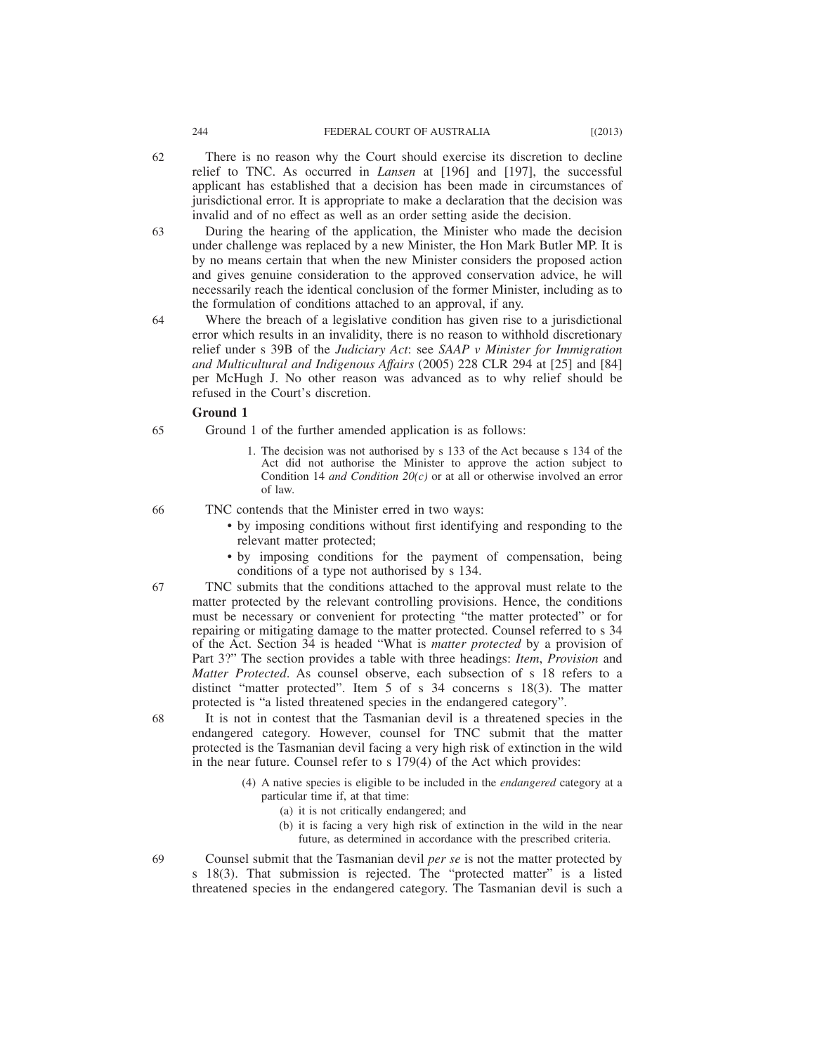62 There is no reason why the Court should exercise its discretion to decline relief to TNC. As occurred in *Lansen* at [196] and [197], the successful applicant has established that a decision has been made in circumstances of jurisdictional error. It is appropriate to make a declaration that the decision was invalid and of no effect as well as an order setting aside the decision.

63 During the hearing of the application, the Minister who made the decision under challenge was replaced by a new Minister, the Hon Mark Butler MP. It is by no means certain that when the new Minister considers the proposed action and gives genuine consideration to the approved conservation advice, he will necessarily reach the identical conclusion of the former Minister, including as to the formulation of conditions attached to an approval, if any.

64 Where the breach of a legislative condition has given rise to a jurisdictional error which results in an invalidity, there is no reason to withhold discretionary relief under s 39B of the *Judiciary Act*: see *SAAP v Minister for Immigration and Multicultural and Indigenous Affairs* (2005) 228 CLR 294 at [25] and [84] per McHugh J. No other reason was advanced as to why relief should be refused in the Court's discretion.

**Ground 1**

65 Ground 1 of the further amended application is as follows:

> 1. The decision was not authorised by s 133 of the Act because s 134 of the Act did not authorise the Minister to approve the action subject to Condition 14 *and Condition 20(c)* or at all or otherwise involved an error of law.

66 TNC contends that the Minister erred in two ways:

- by imposing conditions without first identifying and responding to the relevant matter protected;
- by imposing conditions for the payment of compensation, being conditions of a type not authorised by s 134.

67 TNC submits that the conditions attached to the approval must relate to the matter protected by the relevant controlling provisions. Hence, the conditions must be necessary or convenient for protecting "the matter protected" or for repairing or mitigating damage to the matter protected. Counsel referred to s 34 of the Act. Section 34 is headed "What is *matter protected* by a provision of Part 3?" The section provides a table with three headings: *Item*, *Provision* and *Matter Protected*. As counsel observe, each subsection of s 18 refers to a distinct "matter protected". Item 5 of s 34 concerns s 18(3). The matter protected is "a listed threatened species in the endangered category".

68 It is not in contest that the Tasmanian devil is a threatened species in the endangered category. However, counsel for TNC submit that the matter protected is the Tasmanian devil facing a very high risk of extinction in the wild in the near future. Counsel refer to s 179(4) of the Act which provides:

> (4) A native species is eligible to be included in the *endangered* category at a particular time if, at that time:
> (a) it is not critically endangered; and
> (b) it is facing a very high risk of extinction in the wild in the near future, as determined in accordance with the prescribed criteria.

69 Counsel submit that the Tasmanian devil *per se* is not the matter protected by s 18(3). That submission is rejected. The "protected matter" is a listed threatened species in the endangered category. The Tasmanian devil is such a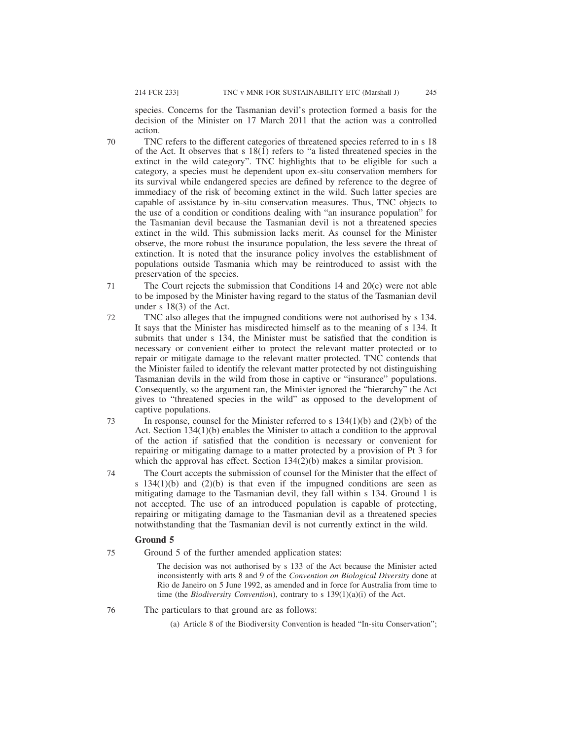species. Concerns for the Tasmanian devil's protection formed a basis for the decision of the Minister on 17 March 2011 that the action was a controlled action.

70 TNC refers to the different categories of threatened species referred to in s 18 of the Act. It observes that s 18(1) refers to "a listed threatened species in the extinct in the wild category". TNC highlights that to be eligible for such a category, a species must be dependent upon ex-situ conservation members for its survival while endangered species are defined by reference to the degree of immediacy of the risk of becoming extinct in the wild. Such latter species are capable of assistance by in-situ conservation measures. Thus, TNC objects to the use of a condition or conditions dealing with "an insurance population" for the Tasmanian devil because the Tasmanian devil is not a threatened species extinct in the wild. This submission lacks merit. As counsel for the Minister observe, the more robust the insurance population, the less severe the threat of extinction. It is noted that the insurance policy involves the establishment of populations outside Tasmania which may be reintroduced to assist with the preservation of the species.

71 The Court rejects the submission that Conditions 14 and 20(c) were not able to be imposed by the Minister having regard to the status of the Tasmanian devil under s 18(3) of the Act.

72 TNC also alleges that the impugned conditions were not authorised by s 134. It says that the Minister has misdirected himself as to the meaning of s 134. It submits that under s 134, the Minister must be satisfied that the condition is necessary or convenient either to protect the relevant matter protected or to repair or mitigate damage to the relevant matter protected. TNC contends that the Minister failed to identify the relevant matter protected by not distinguishing Tasmanian devils in the wild from those in captive or "insurance" populations. Consequently, so the argument ran, the Minister ignored the "hierarchy" the Act gives to "threatened species in the wild" as opposed to the development of captive populations.

73 In response, counsel for the Minister referred to s 134(1)(b) and (2)(b) of the Act. Section 134(1)(b) enables the Minister to attach a condition to the approval of the action if satisfied that the condition is necessary or convenient for repairing or mitigating damage to a matter protected by a provision of Pt 3 for which the approval has effect. Section 134(2)(b) makes a similar provision.

74 The Court accepts the submission of counsel for the Minister that the effect of s 134(1)(b) and (2)(b) is that even if the impugned conditions are seen as mitigating damage to the Tasmanian devil, they fall within s 134. Ground 1 is not accepted. The use of an introduced population is capable of protecting, repairing or mitigating damage to the Tasmanian devil as a threatened species notwithstanding that the Tasmanian devil is not currently extinct in the wild.

### Ground 5

75 Ground 5 of the further amended application states:

> The decision was not authorised by s 133 of the Act because the Minister acted inconsistently with arts 8 and 9 of the *Convention on Biological Diversity* done at Rio de Janeiro on 5 June 1992, as amended and in force for Australia from time to time (the *Biodiversity Convention*), contrary to s 139(1)(a)(i) of the Act.

76 The particulars to that ground are as follows:

> (a) Article 8 of the Biodiversity Convention is headed "In-situ Conservation";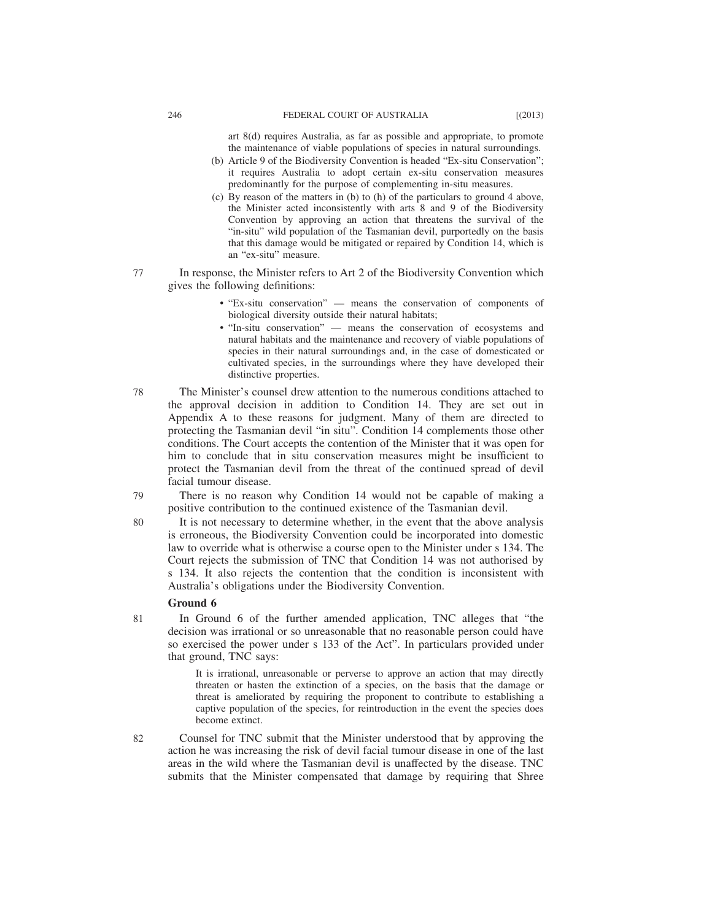art 8(d) requires Australia, as far as possible and appropriate, to promote the maintenance of viable populations of species in natural surroundings.

(b) Article 9 of the Biodiversity Convention is headed "Ex-situ Conservation"; it requires Australia to adopt certain ex-situ conservation measures predominantly for the purpose of complementing in-situ measures.

(c) By reason of the matters in (b) to (h) of the particulars to ground 4 above, the Minister acted inconsistently with arts 8 and 9 of the Biodiversity Convention by approving an action that threatens the survival of the "in-situ" wild population of the Tasmanian devil, purportedly on the basis that this damage would be mitigated or repaired by Condition 14, which is an "ex-situ" measure.

77 In response, the Minister refers to Art 2 of the Biodiversity Convention which gives the following definitions:

- "Ex-situ conservation" — means the conservation of components of biological diversity outside their natural habitats;
- "In-situ conservation" — means the conservation of ecosystems and natural habitats and the maintenance and recovery of viable populations of species in their natural surroundings and, in the case of domesticated or cultivated species, in the surroundings where they have developed their distinctive properties.

78 The Minister's counsel drew attention to the numerous conditions attached to the approval decision in addition to Condition 14. They are set out in Appendix A to these reasons for judgment. Many of them are directed to protecting the Tasmanian devil "in situ". Condition 14 complements those other conditions. The Court accepts the contention of the Minister that it was open for him to conclude that in situ conservation measures might be insufficient to protect the Tasmanian devil from the threat of the continued spread of devil facial tumour disease.

79 There is no reason why Condition 14 would not be capable of making a positive contribution to the continued existence of the Tasmanian devil.

80 It is not necessary to determine whether, in the event that the above analysis is erroneous, the Biodiversity Convention could be incorporated into domestic law to override what is otherwise a course open to the Minister under s 134. The Court rejects the submission of TNC that Condition 14 was not authorised by s 134. It also rejects the contention that the condition is inconsistent with Australia's obligations under the Biodiversity Convention.

### Ground 6

81 In Ground 6 of the further amended application, TNC alleges that "the decision was irrational or so unreasonable that no reasonable person could have so exercised the power under s 133 of the Act". In particulars provided under that ground, TNC says:

> It is irrational, unreasonable or perverse to approve an action that may directly threaten or hasten the extinction of a species, on the basis that the damage or threat is ameliorated by requiring the proponent to contribute to establishing a captive population of the species, for reintroduction in the event the species does become extinct.

82 Counsel for TNC submit that the Minister understood that by approving the action he was increasing the risk of devil facial tumour disease in one of the last areas in the wild where the Tasmanian devil is unaffected by the disease. TNC submits that the Minister compensated that damage by requiring that Shree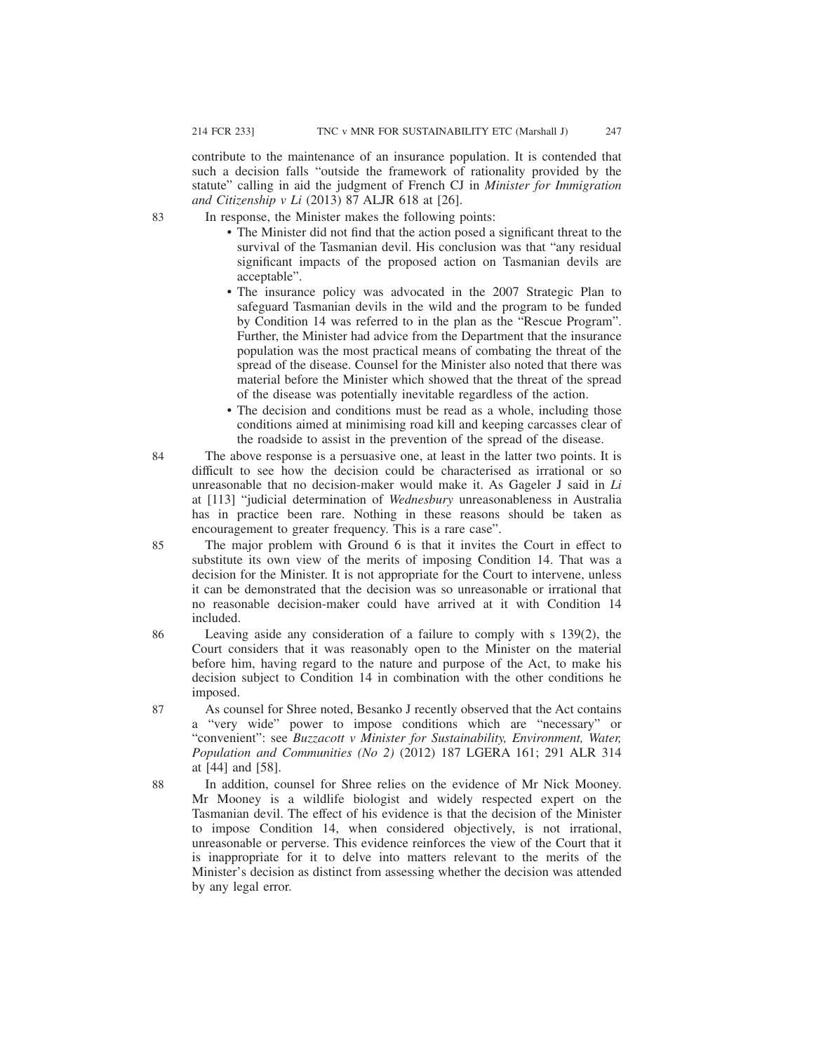contribute to the maintenance of an insurance population. It is contended that such a decision falls "outside the framework of rationality provided by the statute" calling in aid the judgment of French CJ in *Minister for Immigration and Citizenship v Li* (2013) 87 ALJR 618 at [26].

83 In response, the Minister makes the following points:

- The Minister did not find that the action posed a significant threat to the survival of the Tasmanian devil. His conclusion was that "any residual significant impacts of the proposed action on Tasmanian devils are acceptable".
- The insurance policy was advocated in the 2007 Strategic Plan to safeguard Tasmanian devils in the wild and the program to be funded by Condition 14 was referred to in the plan as the "Rescue Program". Further, the Minister had advice from the Department that the insurance population was the most practical means of combating the threat of the spread of the disease. Counsel for the Minister also noted that there was material before the Minister which showed that the threat of the spread of the disease was potentially inevitable regardless of the action.
- The decision and conditions must be read as a whole, including those conditions aimed at minimising road kill and keeping carcasses clear of the roadside to assist in the prevention of the spread of the disease.

84 The above response is a persuasive one, at least in the latter two points. It is difficult to see how the decision could be characterised as irrational or so unreasonable that no decision-maker would make it. As Gageler J said in *Li* at [113] "judicial determination of *Wednesbury* unreasonableness in Australia has in practice been rare. Nothing in these reasons should be taken as encouragement to greater frequency. This is a rare case".

85 The major problem with Ground 6 is that it invites the Court in effect to substitute its own view of the merits of imposing Condition 14. That was a decision for the Minister. It is not appropriate for the Court to intervene, unless it can be demonstrated that the decision was so unreasonable or irrational that no reasonable decision-maker could have arrived at it with Condition 14 included.

86 Leaving aside any consideration of a failure to comply with s 139(2), the Court considers that it was reasonably open to the Minister on the material before him, having regard to the nature and purpose of the Act, to make his decision subject to Condition 14 in combination with the other conditions he imposed.

87 As counsel for Shree noted, Besanko J recently observed that the Act contains a "very wide" power to impose conditions which are "necessary" or "convenient": see *Buzzacott v Minister for Sustainability, Environment, Water, Population and Communities (No 2)* (2012) 187 LGERA 161; 291 ALR 314 at [44] and [58].

88 In addition, counsel for Shree relies on the evidence of Mr Nick Mooney. Mr Mooney is a wildlife biologist and widely respected expert on the Tasmanian devil. The effect of his evidence is that the decision of the Minister to impose Condition 14, when considered objectively, is not irrational, unreasonable or perverse. This evidence reinforces the view of the Court that it is inappropriate for it to delve into matters relevant to the merits of the Minister's decision as distinct from assessing whether the decision was attended by any legal error.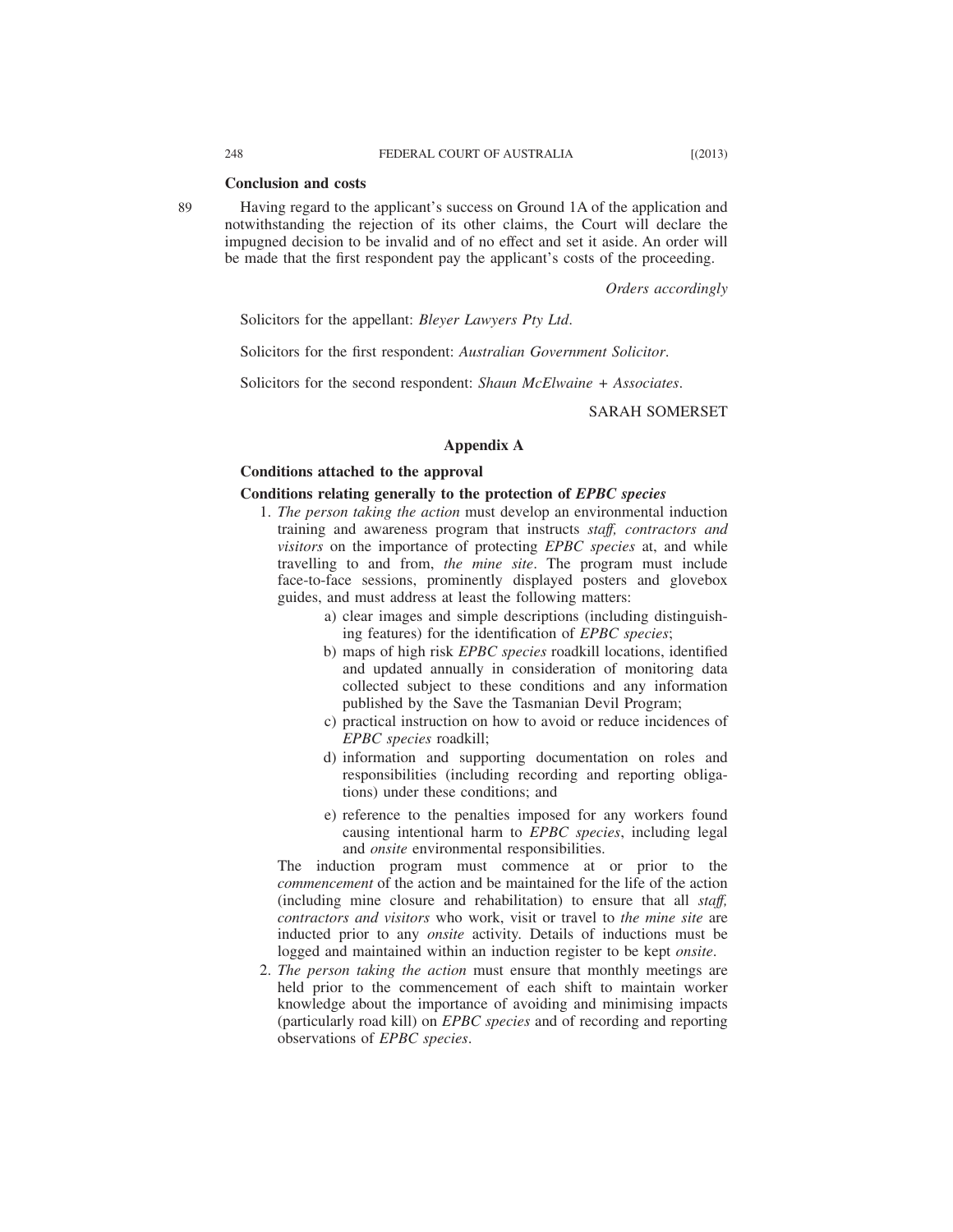**Conclusion and costs**

89 Having regard to the applicant's success on Ground 1A of the application and notwithstanding the rejection of its other claims, the Court will declare the impugned decision to be invalid and of no effect and set it aside. An order will be made that the first respondent pay the applicant's costs of the proceeding.

*Orders accordingly*

Solicitors for the appellant: *Bleyer Lawyers Pty Ltd*.

Solicitors for the first respondent: *Australian Government Solicitor*.

Solicitors for the second respondent: *Shaun McElwaine + Associates*.

SARAH SOMERSET

**Appendix A**

**Conditions attached to the approval**

**Conditions relating generally to the protection of *EPBC species***

1. *The person taking the action* must develop an environmental induction training and awareness program that instructs *staff, contractors and visitors* on the importance of protecting *EPBC species* at, and while travelling to and from, *the mine site*. The program must include face-to-face sessions, prominently displayed posters and glovebox guides, and must address at least the following matters:
   - a) clear images and simple descriptions (including distinguishing features) for the identification of *EPBC species*;
   - b) maps of high risk *EPBC species* roadkill locations, identified and updated annually in consideration of monitoring data collected subject to these conditions and any information published by the Save the Tasmanian Devil Program;
   - c) practical instruction on how to avoid or reduce incidences of *EPBC species* roadkill;
   - d) information and supporting documentation on roles and responsibilities (including recording and reporting obligations) under these conditions; and
   - e) reference to the penalties imposed for any workers found causing intentional harm to *EPBC species*, including legal and *onsite* environmental responsibilities.

   The induction program must commence at or prior to the *commencement* of the action and be maintained for the life of the action (including mine closure and rehabilitation) to ensure that all *staff, contractors and visitors* who work, visit or travel to *the mine site* are inducted prior to any *onsite* activity. Details of inductions must be logged and maintained within an induction register to be kept *onsite*.

2. *The person taking the action* must ensure that monthly meetings are held prior to the commencement of each shift to maintain worker knowledge about the importance of avoiding and minimising impacts (particularly road kill) on *EPBC species* and of recording and reporting observations of *EPBC species*.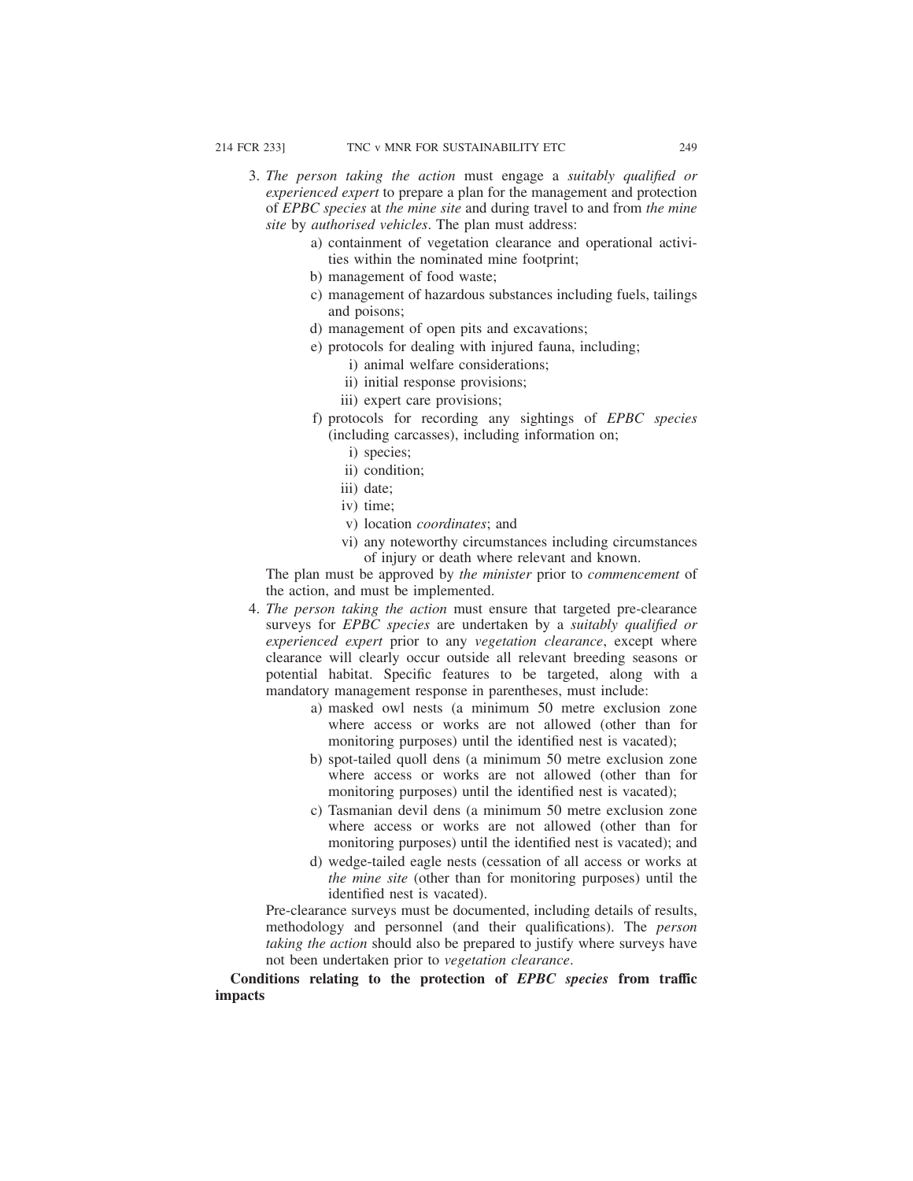3. *The person taking the action* must engage a *suitably qualified or experienced expert* to prepare a plan for the management and protection of *EPBC species* at *the mine site* and during travel to and from *the mine site* by *authorised vehicles*. The plan must address:
   - a) containment of vegetation clearance and operational activities within the nominated mine footprint;
   - b) management of food waste;
   - c) management of hazardous substances including fuels, tailings and poisons;
   - d) management of open pits and excavations;
   - e) protocols for dealing with injured fauna, including;
     - i) animal welfare considerations;
     - ii) initial response provisions;
     - iii) expert care provisions;
   - f) protocols for recording any sightings of *EPBC species* (including carcasses), including information on;
     - i) species;
     - ii) condition;
     - iii) date;
     - iv) time;
     - v) location *coordinates*; and
     - vi) any noteworthy circumstances including circumstances of injury or death where relevant and known.

   The plan must be approved by *the minister* prior to *commencement* of the action, and must be implemented.

4. *The person taking the action* must ensure that targeted pre-clearance surveys for *EPBC species* are undertaken by a *suitably qualified or experienced expert* prior to any *vegetation clearance*, except where clearance will clearly occur outside all relevant breeding seasons or potential habitat. Specific features to be targeted, along with a mandatory management response in parentheses, must include:
   - a) masked owl nests (a minimum 50 metre exclusion zone where access or works are not allowed (other than for monitoring purposes) until the identified nest is vacated);
   - b) spot-tailed quoll dens (a minimum 50 metre exclusion zone where access or works are not allowed (other than for monitoring purposes) until the identified nest is vacated);
   - c) Tasmanian devil dens (a minimum 50 metre exclusion zone where access or works are not allowed (other than for monitoring purposes) until the identified nest is vacated); and
   - d) wedge-tailed eagle nests (cessation of all access or works at *the mine site* (other than for monitoring purposes) until the identified nest is vacated).

   Pre-clearance surveys must be documented, including details of results, methodology and personnel (and their qualifications). The *person taking the action* should also be prepared to justify where surveys have not been undertaken prior to *vegetation clearance*.

**Conditions relating to the protection of *EPBC species* from traffic impacts**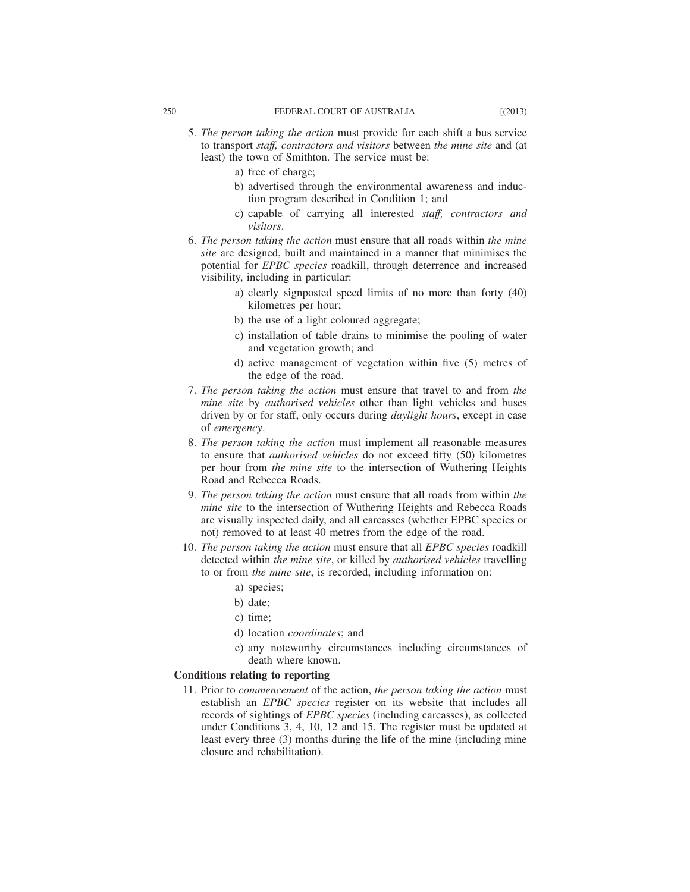5. *The person taking the action* must provide for each shift a bus service to transport *staff, contractors and visitors* between *the mine site* and (at least) the town of Smithton. The service must be:
   - a) free of charge;
   - b) advertised through the environmental awareness and induction program described in Condition 1; and
   - c) capable of carrying all interested *staff, contractors and visitors*.
6. *The person taking the action* must ensure that all roads within *the mine site* are designed, built and maintained in a manner that minimises the potential for *EPBC species* roadkill, through deterrence and increased visibility, including in particular:
   - a) clearly signposted speed limits of no more than forty (40) kilometres per hour;
   - b) the use of a light coloured aggregate;
   - c) installation of table drains to minimise the pooling of water and vegetation growth; and
   - d) active management of vegetation within five (5) metres of the edge of the road.
7. *The person taking the action* must ensure that travel to and from *the mine site* by *authorised vehicles* other than light vehicles and buses driven by or for staff, only occurs during *daylight hours*, except in case of *emergency*.
8. *The person taking the action* must implement all reasonable measures to ensure that *authorised vehicles* do not exceed fifty (50) kilometres per hour from *the mine site* to the intersection of Wuthering Heights Road and Rebecca Roads.
9. *The person taking the action* must ensure that all roads from within *the mine site* to the intersection of Wuthering Heights and Rebecca Roads are visually inspected daily, and all carcasses (whether EPBC species or not) removed to at least 40 metres from the edge of the road.
10. *The person taking the action* must ensure that all *EPBC species* roadkill detected within *the mine site*, or killed by *authorised vehicles* travelling to or from *the mine site*, is recorded, including information on:
    - a) species;
    - b) date;
    - c) time;
    - d) location *coordinates*; and
    - e) any noteworthy circumstances including circumstances of death where known.

**Conditions relating to reporting**

11. Prior to *commencement* of the action, *the person taking the action* must establish an *EPBC species* register on its website that includes all records of sightings of *EPBC species* (including carcasses), as collected under Conditions 3, 4, 10, 12 and 15. The register must be updated at least every three (3) months during the life of the mine (including mine closure and rehabilitation).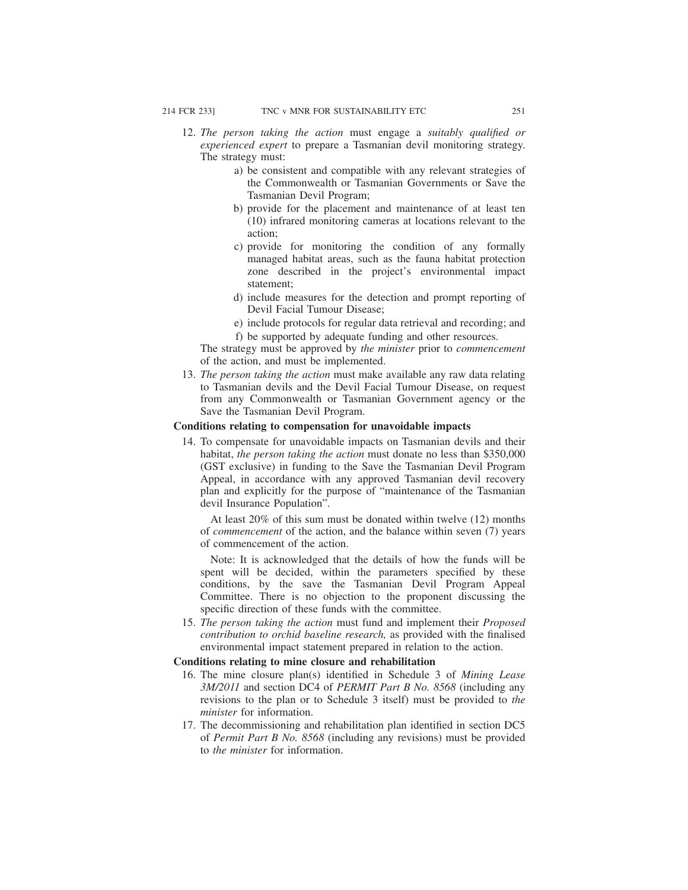12. *The person taking the action* must engage a *suitably qualified or experienced expert* to prepare a Tasmanian devil monitoring strategy. The strategy must:
    a) be consistent and compatible with any relevant strategies of the Commonwealth or Tasmanian Governments or Save the Tasmanian Devil Program;
    b) provide for the placement and maintenance of at least ten (10) infrared monitoring cameras at locations relevant to the action;
    c) provide for monitoring the condition of any formally managed habitat areas, such as the fauna habitat protection zone described in the project's environmental impact statement;
    d) include measures for the detection and prompt reporting of Devil Facial Tumour Disease;
    e) include protocols for regular data retrieval and recording; and
    f) be supported by adequate funding and other resources.

    The strategy must be approved by *the minister* prior to *commencement* of the action, and must be implemented.
13. *The person taking the action* must make available any raw data relating to Tasmanian devils and the Devil Facial Tumour Disease, on request from any Commonwealth or Tasmanian Government agency or the Save the Tasmanian Devil Program.

**Conditions relating to compensation for unavoidable impacts**

14. To compensate for unavoidable impacts on Tasmanian devils and their habitat, *the person taking the action* must donate no less than $350,000 (GST exclusive) in funding to the Save the Tasmanian Devil Program Appeal, in accordance with any approved Tasmanian devil recovery plan and explicitly for the purpose of "maintenance of the Tasmanian devil Insurance Population".

    At least 20% of this sum must be donated within twelve (12) months of *commencement* of the action, and the balance within seven (7) years of commencement of the action.

    Note: It is acknowledged that the details of how the funds will be spent will be decided, within the parameters specified by these conditions, by the save the Tasmanian Devil Program Appeal Committee. There is no objection to the proponent discussing the specific direction of these funds with the committee.
15. *The person taking the action* must fund and implement their *Proposed contribution to orchid baseline research,* as provided with the finalised environmental impact statement prepared in relation to the action.

**Conditions relating to mine closure and rehabilitation**

16. The mine closure plan(s) identified in Schedule 3 of *Mining Lease 3M/2011* and section DC4 of *PERMIT Part B No. 8568* (including any revisions to the plan or to Schedule 3 itself) must be provided to *the minister* for information.
17. The decommissioning and rehabilitation plan identified in section DC5 of *Permit Part B No. 8568* (including any revisions) must be provided to *the minister* for information.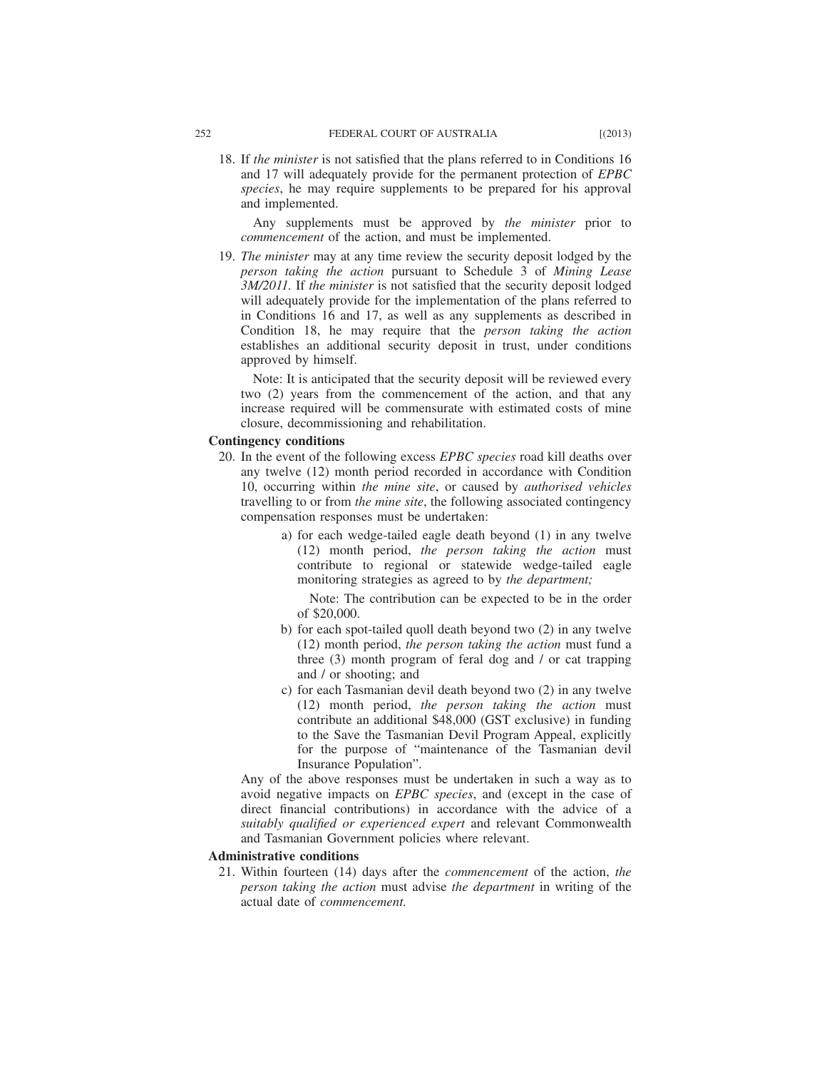18. If *the minister* is not satisfied that the plans referred to in Conditions 16 and 17 will adequately provide for the permanent protection of *EPBC species*, he may require supplements to be prepared for his approval and implemented.

    Any supplements must be approved by *the minister* prior to *commencement* of the action, and must be implemented.

19. *The minister* may at any time review the security deposit lodged by the *person taking the action* pursuant to Schedule 3 of *Mining Lease 3M/2011.* If *the minister* is not satisfied that the security deposit lodged will adequately provide for the implementation of the plans referred to in Conditions 16 and 17, as well as any supplements as described in Condition 18, he may require that the *person taking the action* establishes an additional security deposit in trust, under conditions approved by himself.

    Note: It is anticipated that the security deposit will be reviewed every two (2) years from the commencement of the action, and that any increase required will be commensurate with estimated costs of mine closure, decommissioning and rehabilitation.

**Contingency conditions**

20. In the event of the following excess *EPBC species* road kill deaths over any twelve (12) month period recorded in accordance with Condition 10, occurring within *the mine site*, or caused by *authorised vehicles* travelling to or from *the mine site*, the following associated contingency compensation responses must be undertaken:

    a) for each wedge-tailed eagle death beyond (1) in any twelve (12) month period, *the person taking the action* must contribute to regional or statewide wedge-tailed eagle monitoring strategies as agreed to by *the department;*

       Note: The contribution can be expected to be in the order of $20,000.

    b) for each spot-tailed quoll death beyond two (2) in any twelve (12) month period, *the person taking the action* must fund a three (3) month program of feral dog and / or cat trapping and / or shooting; and

    c) for each Tasmanian devil death beyond two (2) in any twelve (12) month period, *the person taking the action* must contribute an additional $48,000 (GST exclusive) in funding to the Save the Tasmanian Devil Program Appeal, explicitly for the purpose of "maintenance of the Tasmanian devil Insurance Population".

    Any of the above responses must be undertaken in such a way as to avoid negative impacts on *EPBC species*, and (except in the case of direct financial contributions) in accordance with the advice of a *suitably qualified or experienced expert* and relevant Commonwealth and Tasmanian Government policies where relevant.

**Administrative conditions**

21. Within fourteen (14) days after the *commencement* of the action, *the person taking the action* must advise *the department* in writing of the actual date of *commencement.*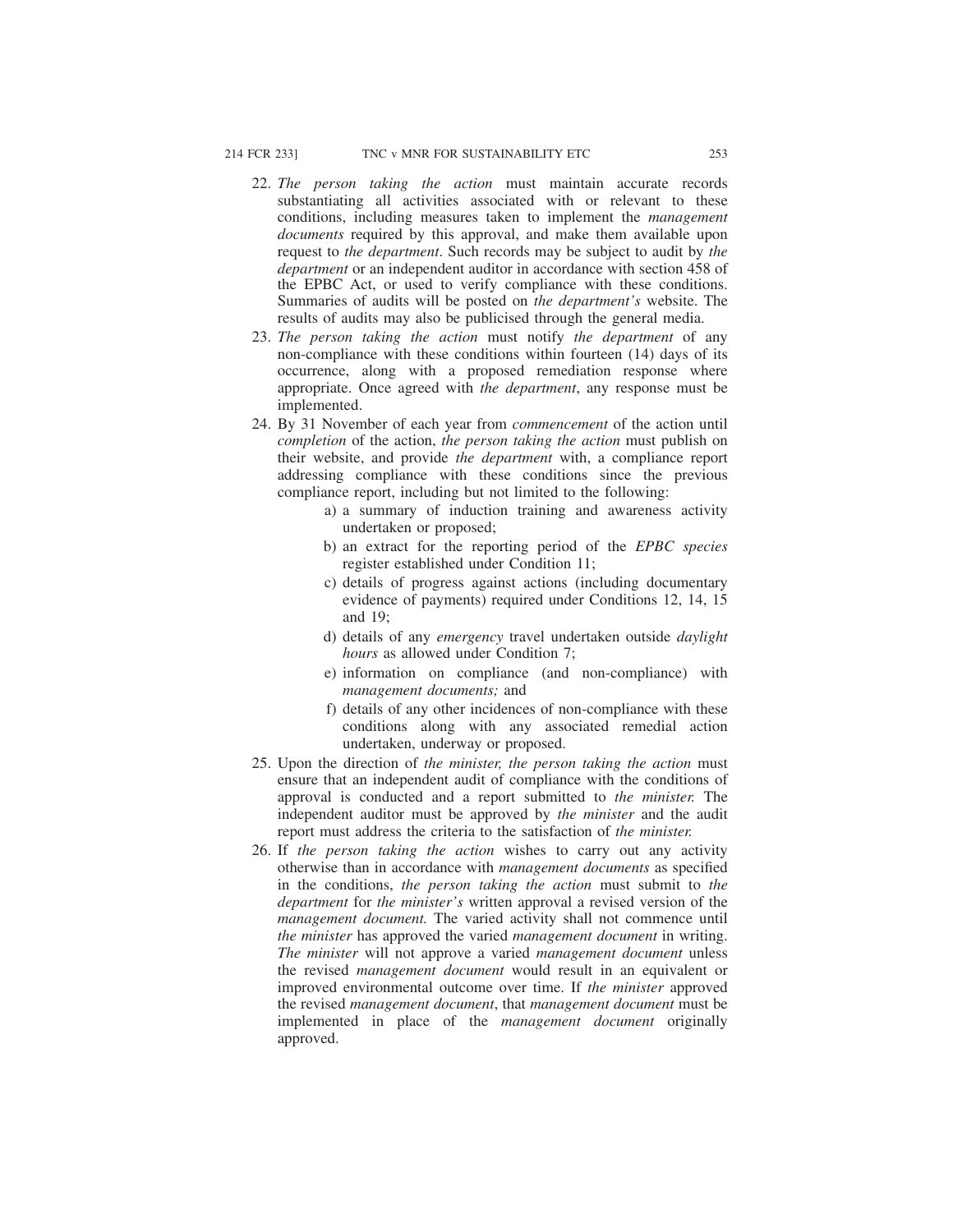22. *The person taking the action* must maintain accurate records substantiating all activities associated with or relevant to these conditions, including measures taken to implement the *management documents* required by this approval, and make them available upon request to *the department*. Such records may be subject to audit by *the department* or an independent auditor in accordance with section 458 of the EPBC Act, or used to verify compliance with these conditions. Summaries of audits will be posted on *the department's* website. The results of audits may also be publicised through the general media.
23. *The person taking the action* must notify *the department* of any non-compliance with these conditions within fourteen (14) days of its occurrence, along with a proposed remediation response where appropriate. Once agreed with *the department*, any response must be implemented.
24. By 31 November of each year from *commencement* of the action until *completion* of the action, *the person taking the action* must publish on their website, and provide *the department* with, a compliance report addressing compliance with these conditions since the previous compliance report, including but not limited to the following:
    a) a summary of induction training and awareness activity undertaken or proposed;
    b) an extract for the reporting period of the *EPBC species* register established under Condition 11;
    c) details of progress against actions (including documentary evidence of payments) required under Conditions 12, 14, 15 and 19;
    d) details of any *emergency* travel undertaken outside *daylight hours* as allowed under Condition 7;
    e) information on compliance (and non-compliance) with *management documents;* and
    f) details of any other incidences of non-compliance with these conditions along with any associated remedial action undertaken, underway or proposed.
25. Upon the direction of *the minister, the person taking the action* must ensure that an independent audit of compliance with the conditions of approval is conducted and a report submitted to *the minister.* The independent auditor must be approved by *the minister* and the audit report must address the criteria to the satisfaction of *the minister.*
26. If *the person taking the action* wishes to carry out any activity otherwise than in accordance with *management documents* as specified in the conditions, *the person taking the action* must submit to *the department* for *the minister's* written approval a revised version of the *management document.* The varied activity shall not commence until *the minister* has approved the varied *management document* in writing. *The minister* will not approve a varied *management document* unless the revised *management document* would result in an equivalent or improved environmental outcome over time. If *the minister* approved the revised *management document*, that *management document* must be implemented in place of the *management document* originally approved.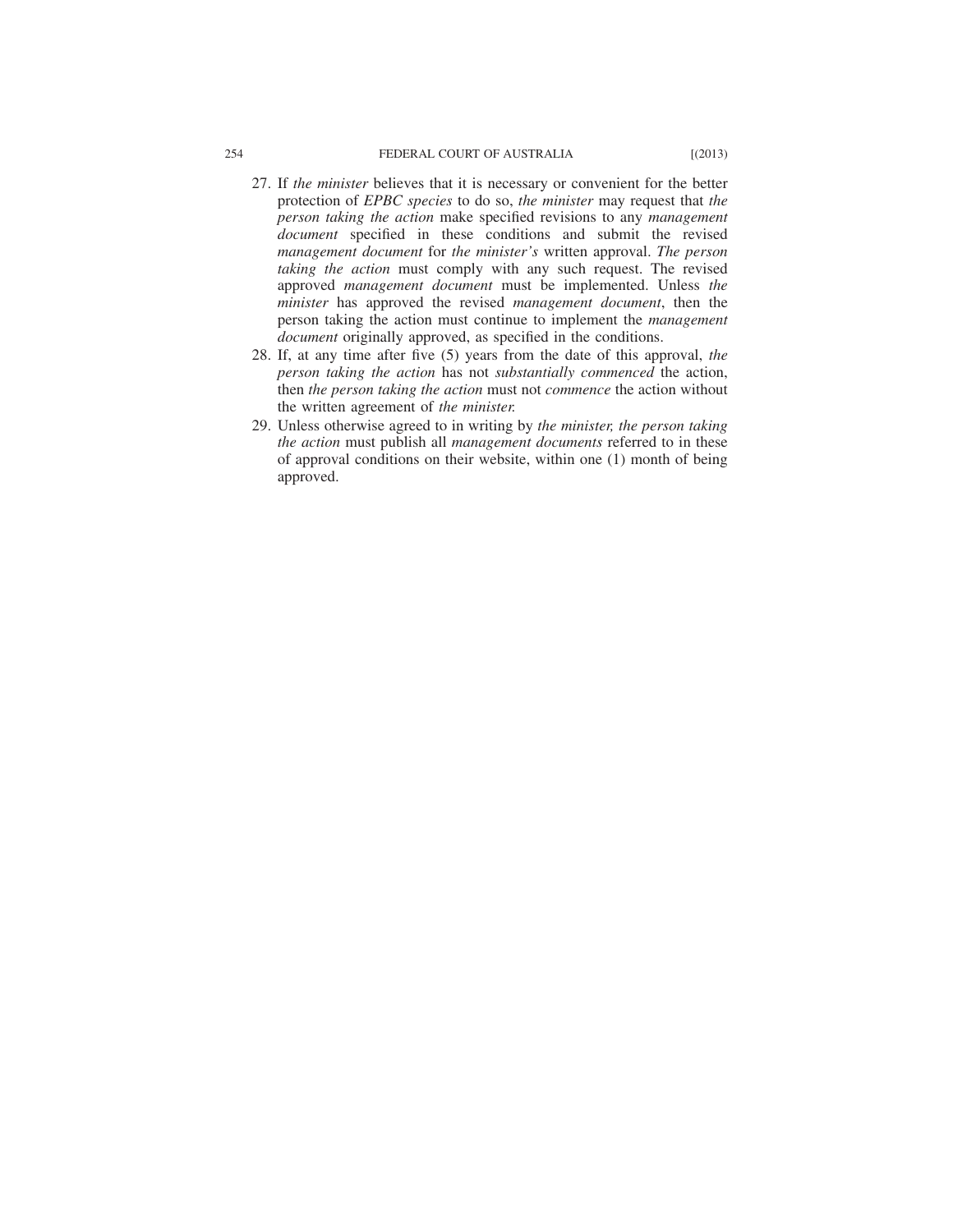27. If *the minister* believes that it is necessary or convenient for the better protection of *EPBC species* to do so, *the minister* may request that *the person taking the action* make specified revisions to any *management document* specified in these conditions and submit the revised *management document* for *the minister's* written approval. *The person taking the action* must comply with any such request. The revised approved *management document* must be implemented. Unless *the minister* has approved the revised *management document*, then the person taking the action must continue to implement the *management document* originally approved, as specified in the conditions.
28. If, at any time after five (5) years from the date of this approval, *the person taking the action* has not *substantially commenced* the action, then *the person taking the action* must not *commence* the action without the written agreement of *the minister.*
29. Unless otherwise agreed to in writing by *the minister, the person taking the action* must publish all *management documents* referred to in these of approval conditions on their website, within one (1) month of being approved.